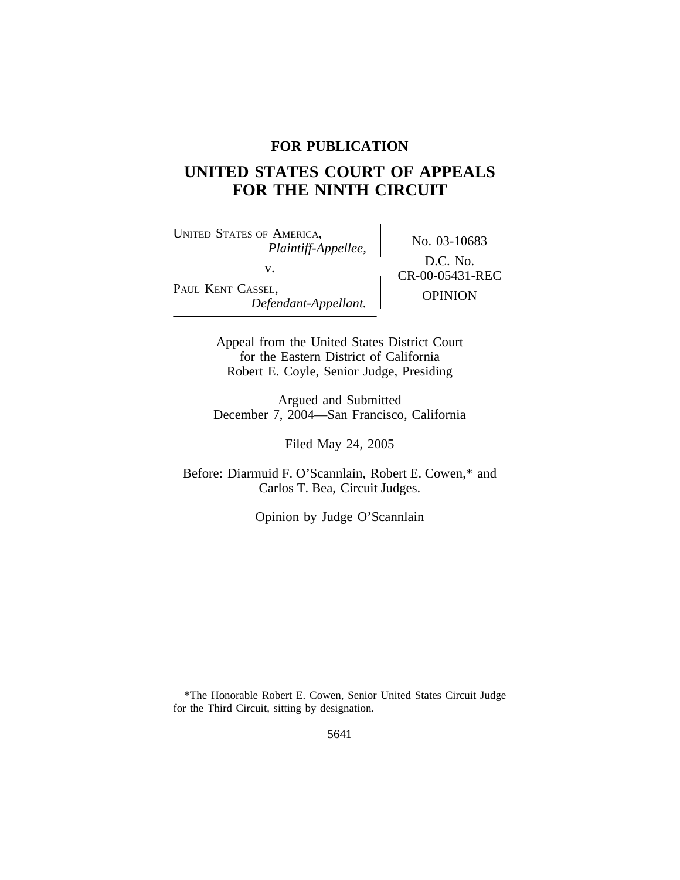**FOR PUBLICATION**

# UNITED STATES COURT OF APPEALS FOR THE NINTH CIRCUIT

| | |
|---|---|
| UNITED STATES OF AMERICA, *Plaintiff-Appellee,* v. PAUL KENT CASSEL, *Defendant-Appellant.* | No. 03-10683 D.C. No. CR-00-05431-REC OPINION |

Appeal from the United States District Court for the Eastern District of California
Robert E. Coyle, Senior Judge, Presiding

Argued and Submitted
December 7, 2004—San Francisco, California

Filed May 24, 2005

Before: Diarmuid F. O'Scannlain, Robert E. Cowen,* and Carlos T. Bea, Circuit Judges.

Opinion by Judge O'Scannlain

---

*The Honorable Robert E. Cowen, Senior United States Circuit Judge for the Third Circuit, sitting by designation.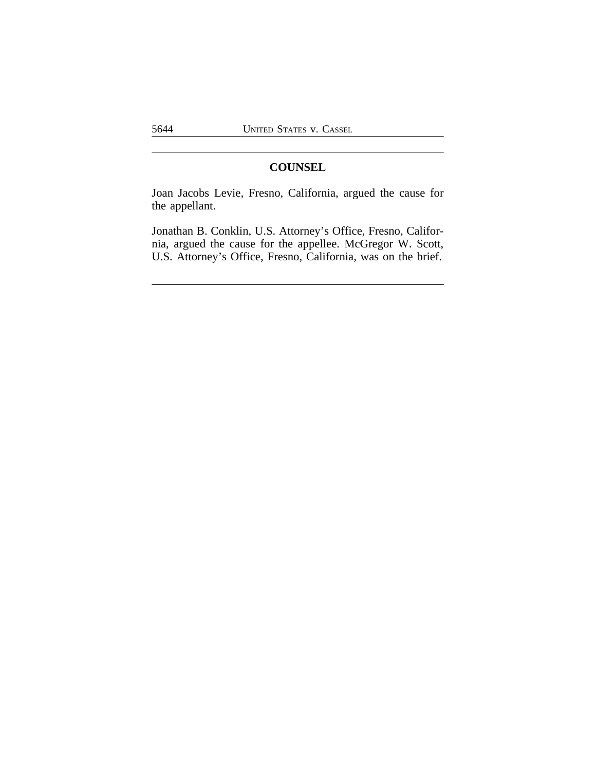## COUNSEL

Joan Jacobs Levie, Fresno, California, argued the cause for the appellant.

Jonathan B. Conklin, U.S. Attorney's Office, Fresno, California, argued the cause for the appellee. McGregor W. Scott, U.S. Attorney's Office, Fresno, California, was on the brief.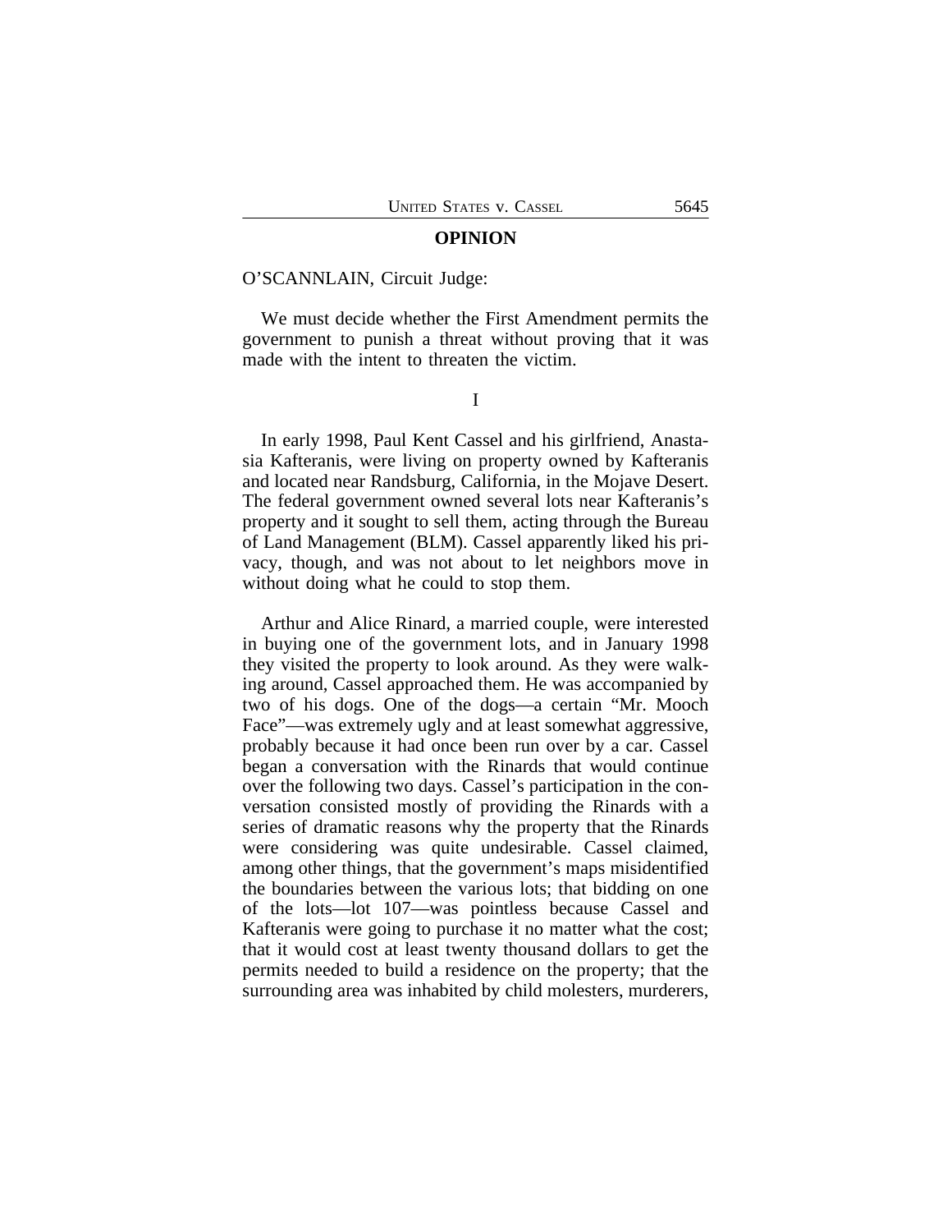## OPINION

O'SCANNLAIN, Circuit Judge:

We must decide whether the First Amendment permits the government to punish a threat without proving that it was made with the intent to threaten the victim.

I

In early 1998, Paul Kent Cassel and his girlfriend, Anastasia Kafteranis, were living on property owned by Kafteranis and located near Randsburg, California, in the Mojave Desert. The federal government owned several lots near Kafteranis's property and it sought to sell them, acting through the Bureau of Land Management (BLM). Cassel apparently liked his privacy, though, and was not about to let neighbors move in without doing what he could to stop them.

Arthur and Alice Rinard, a married couple, were interested in buying one of the government lots, and in January 1998 they visited the property to look around. As they were walking around, Cassel approached them. He was accompanied by two of his dogs. One of the dogs—a certain "Mr. Mooch Face"—was extremely ugly and at least somewhat aggressive, probably because it had once been run over by a car. Cassel began a conversation with the Rinards that would continue over the following two days. Cassel's participation in the conversation consisted mostly of providing the Rinards with a series of dramatic reasons why the property that the Rinards were considering was quite undesirable. Cassel claimed, among other things, that the government's maps misidentified the boundaries between the various lots; that bidding on one of the lots—lot 107—was pointless because Cassel and Kafteranis were going to purchase it no matter what the cost; that it would cost at least twenty thousand dollars to get the permits needed to build a residence on the property; that the surrounding area was inhabited by child molesters, murderers,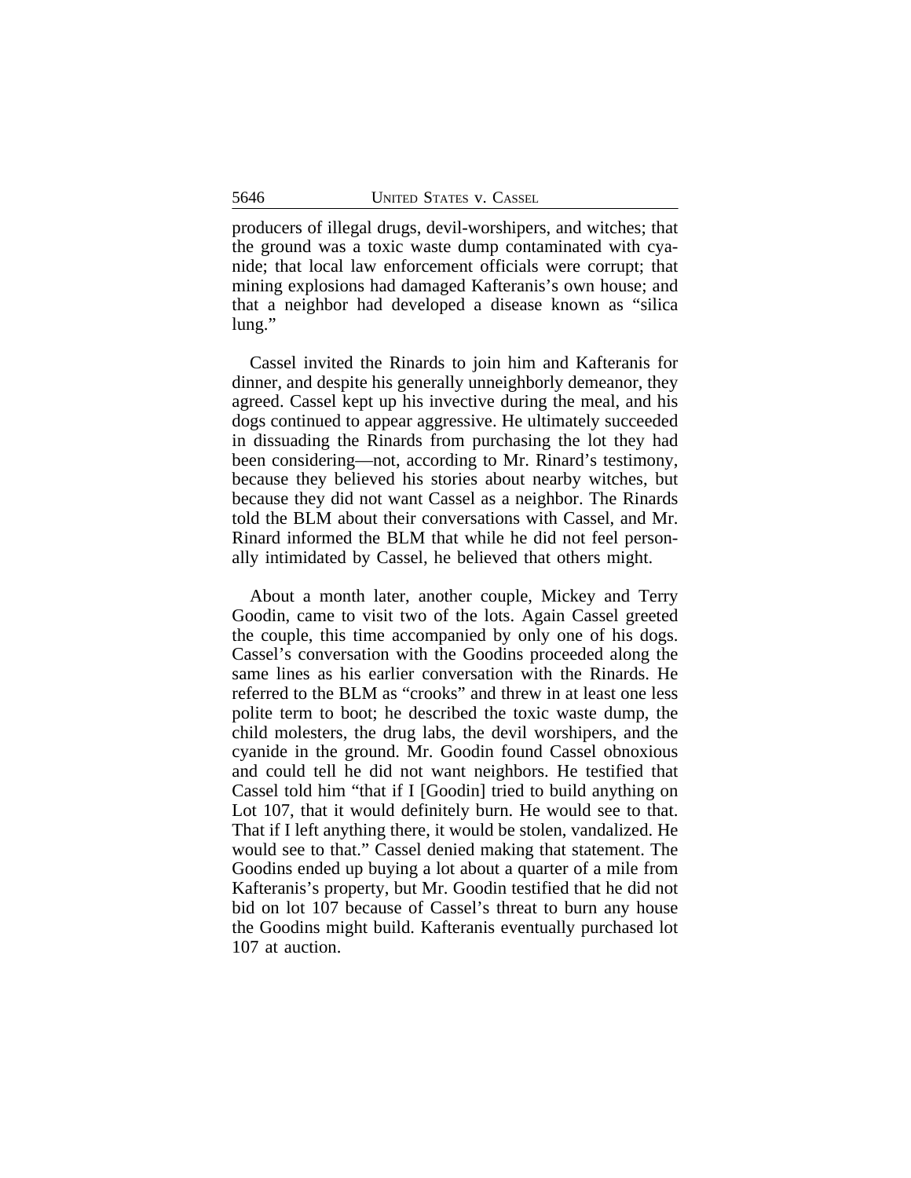producers of illegal drugs, devil-worshipers, and witches; that the ground was a toxic waste dump contaminated with cyanide; that local law enforcement officials were corrupt; that mining explosions had damaged Kafteranis's own house; and that a neighbor had developed a disease known as "silica lung."

Cassel invited the Rinards to join him and Kafteranis for dinner, and despite his generally unneighborly demeanor, they agreed. Cassel kept up his invective during the meal, and his dogs continued to appear aggressive. He ultimately succeeded in dissuading the Rinards from purchasing the lot they had been considering—not, according to Mr. Rinard's testimony, because they believed his stories about nearby witches, but because they did not want Cassel as a neighbor. The Rinards told the BLM about their conversations with Cassel, and Mr. Rinard informed the BLM that while he did not feel personally intimidated by Cassel, he believed that others might.

About a month later, another couple, Mickey and Terry Goodin, came to visit two of the lots. Again Cassel greeted the couple, this time accompanied by only one of his dogs. Cassel's conversation with the Goodins proceeded along the same lines as his earlier conversation with the Rinards. He referred to the BLM as "crooks" and threw in at least one less polite term to boot; he described the toxic waste dump, the child molesters, the drug labs, the devil worshipers, and the cyanide in the ground. Mr. Goodin found Cassel obnoxious and could tell he did not want neighbors. He testified that Cassel told him "that if I [Goodin] tried to build anything on Lot 107, that it would definitely burn. He would see to that. That if I left anything there, it would be stolen, vandalized. He would see to that." Cassel denied making that statement. The Goodins ended up buying a lot about a quarter of a mile from Kafteranis's property, but Mr. Goodin testified that he did not bid on lot 107 because of Cassel's threat to burn any house the Goodins might build. Kafteranis eventually purchased lot 107 at auction.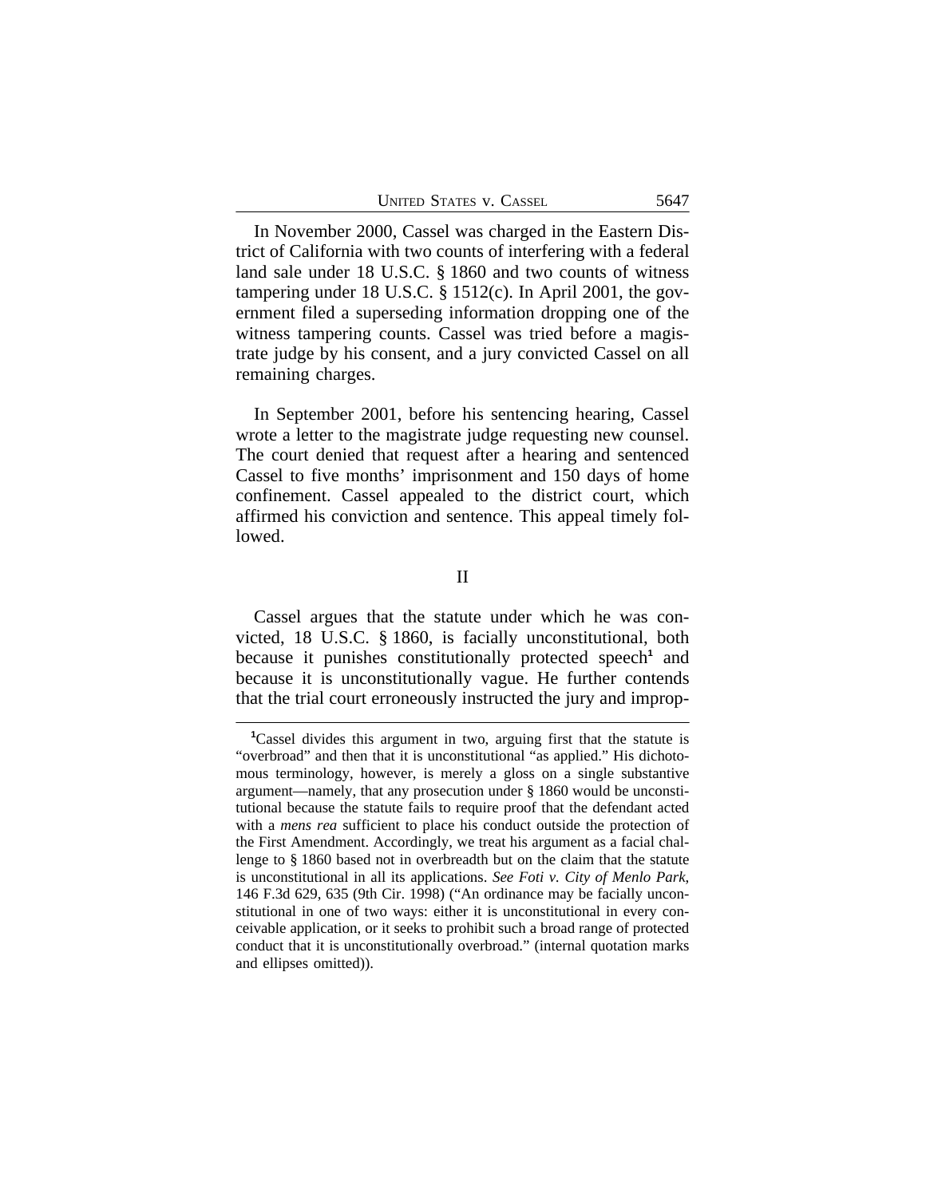In November 2000, Cassel was charged in the Eastern District of California with two counts of interfering with a federal land sale under 18 U.S.C. § 1860 and two counts of witness tampering under 18 U.S.C. § 1512(c). In April 2001, the government filed a superseding information dropping one of the witness tampering counts. Cassel was tried before a magistrate judge by his consent, and a jury convicted Cassel on all remaining charges.

In September 2001, before his sentencing hearing, Cassel wrote a letter to the magistrate judge requesting new counsel. The court denied that request after a hearing and sentenced Cassel to five months' imprisonment and 150 days of home confinement. Cassel appealed to the district court, which affirmed his conviction and sentence. This appeal timely followed.

## II

Cassel argues that the statute under which he was convicted, 18 U.S.C. § 1860, is facially unconstitutional, both because it punishes constitutionally protected speech[1] and because it is unconstitutionally vague. He further contends that the trial court erroneously instructed the jury and improp-

---

[1]Cassel divides this argument in two, arguing first that the statute is "overbroad" and then that it is unconstitutional "as applied." His dichotomous terminology, however, is merely a gloss on a single substantive argument—namely, that any prosecution under § 1860 would be unconstitutional because the statute fails to require proof that the defendant acted with a *mens rea* sufficient to place his conduct outside the protection of the First Amendment. Accordingly, we treat his argument as a facial challenge to § 1860 based not in overbreadth but on the claim that the statute is unconstitutional in all its applications. *See Foti v. City of Menlo Park*, 146 F.3d 629, 635 (9th Cir. 1998) ("An ordinance may be facially unconstitutional in one of two ways: either it is unconstitutional in every conceivable application, or it seeks to prohibit such a broad range of protected conduct that it is unconstitutionally overbroad." (internal quotation marks and ellipses omitted)).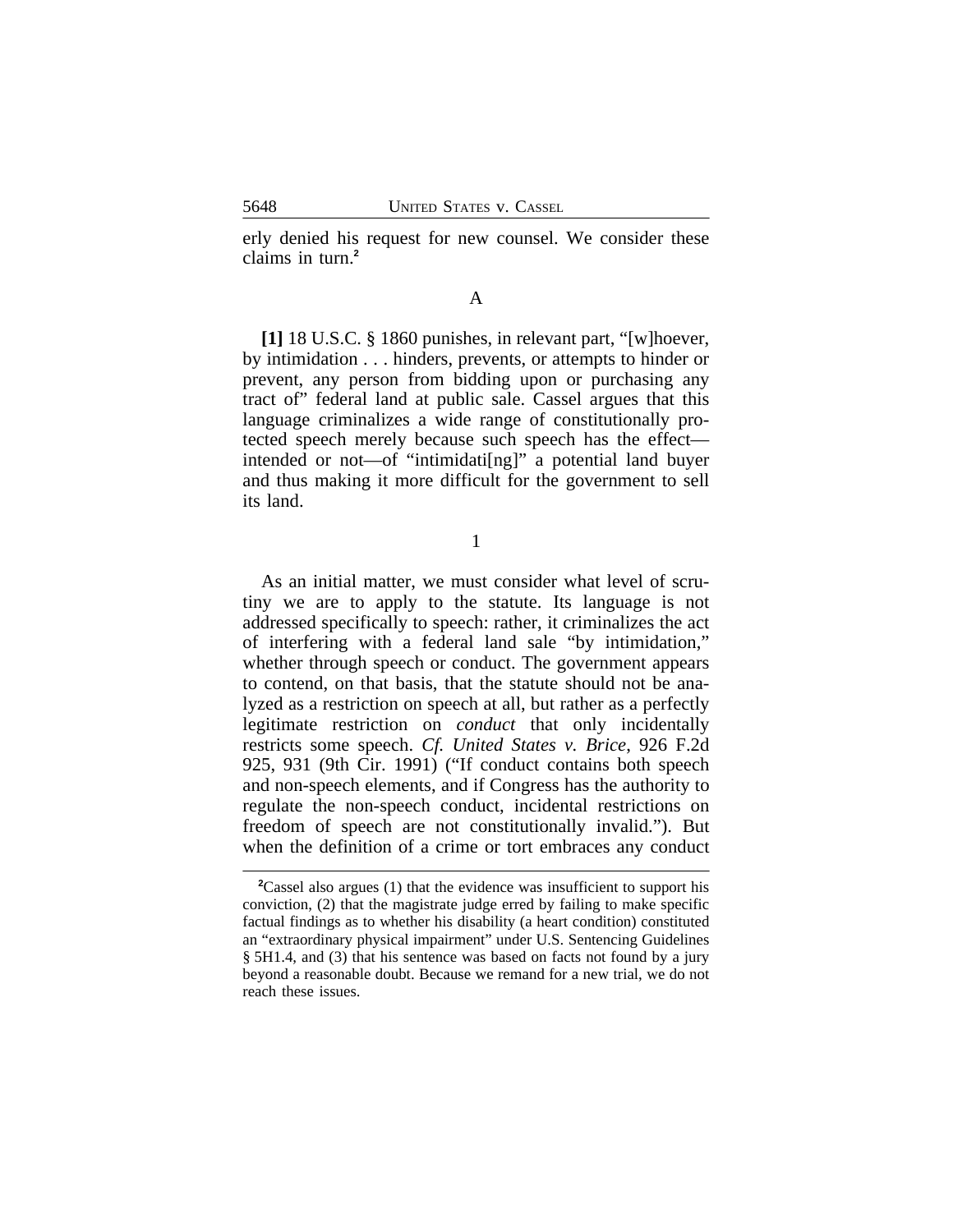erly denied his request for new counsel. We consider these claims in turn.[2]

A

**[1]** 18 U.S.C. § 1860 punishes, in relevant part, "[w]hoever, by intimidation . . . hinders, prevents, or attempts to hinder or prevent, any person from bidding upon or purchasing any tract of" federal land at public sale. Cassel argues that this language criminalizes a wide range of constitutionally protected speech merely because such speech has the effect—intended or not—of "intimidati[ng]" a potential land buyer and thus making it more difficult for the government to sell its land.

1

As an initial matter, we must consider what level of scrutiny we are to apply to the statute. Its language is not addressed specifically to speech: rather, it criminalizes the act of interfering with a federal land sale "by intimidation," whether through speech or conduct. The government appears to contend, on that basis, that the statute should not be analyzed as a restriction on speech at all, but rather as a perfectly legitimate restriction on *conduct* that only incidentally restricts some speech. *Cf. United States v. Brice*, 926 F.2d 925, 931 (9th Cir. 1991) ("If conduct contains both speech and non-speech elements, and if Congress has the authority to regulate the non-speech conduct, incidental restrictions on freedom of speech are not constitutionally invalid."). But when the definition of a crime or tort embraces any conduct

[2]Cassel also argues (1) that the evidence was insufficient to support his conviction, (2) that the magistrate judge erred by failing to make specific factual findings as to whether his disability (a heart condition) constituted an "extraordinary physical impairment" under U.S. Sentencing Guidelines § 5H1.4, and (3) that his sentence was based on facts not found by a jury beyond a reasonable doubt. Because we remand for a new trial, we do not reach these issues.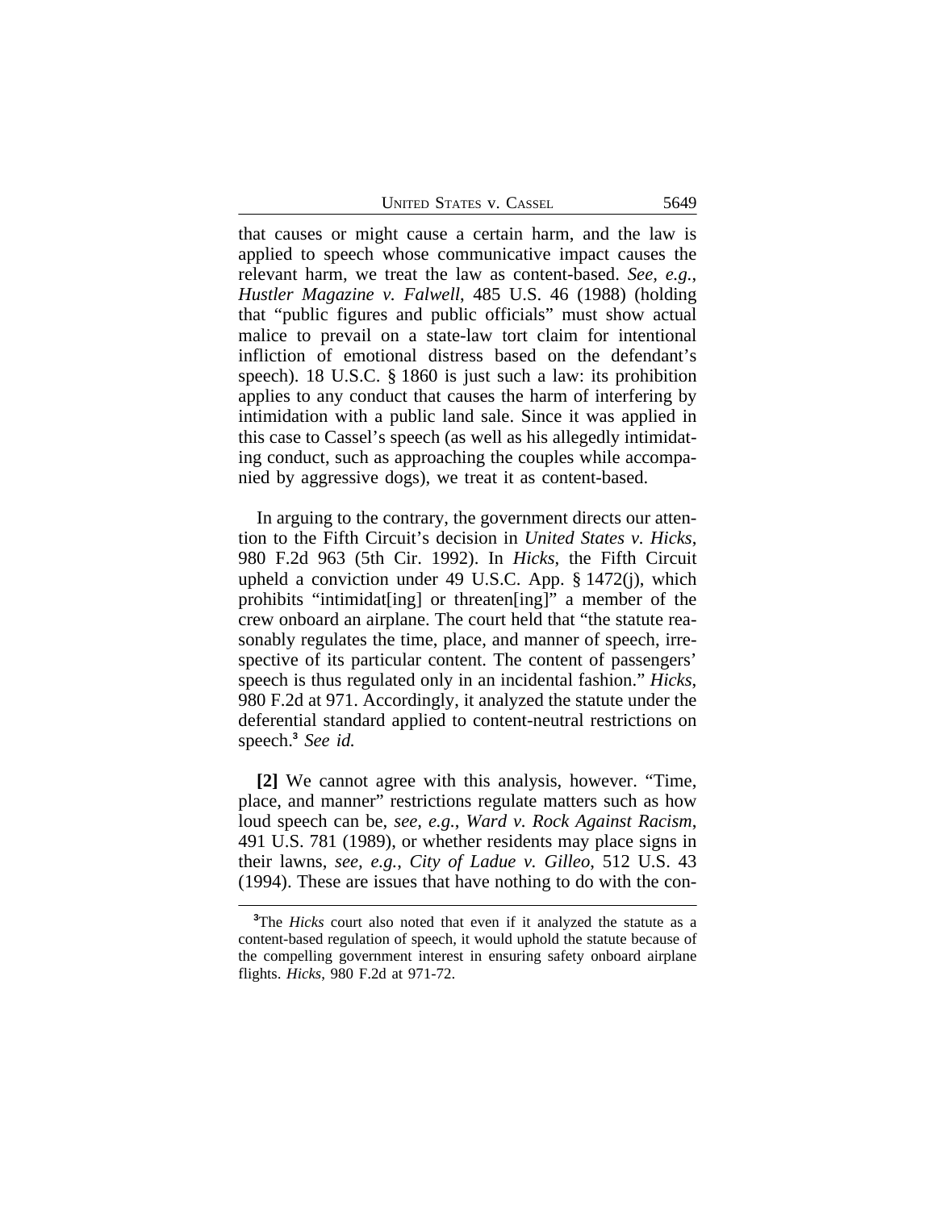that causes or might cause a certain harm, and the law is applied to speech whose communicative impact causes the relevant harm, we treat the law as content-based. *See, e.g.*, *Hustler Magazine v. Falwell*, 485 U.S. 46 (1988) (holding that "public figures and public officials" must show actual malice to prevail on a state-law tort claim for intentional infliction of emotional distress based on the defendant's speech). 18 U.S.C. § 1860 is just such a law: its prohibition applies to any conduct that causes the harm of interfering by intimidation with a public land sale. Since it was applied in this case to Cassel's speech (as well as his allegedly intimidating conduct, such as approaching the couples while accompanied by aggressive dogs), we treat it as content-based.

In arguing to the contrary, the government directs our attention to the Fifth Circuit's decision in *United States v. Hicks*, 980 F.2d 963 (5th Cir. 1992). In *Hicks*, the Fifth Circuit upheld a conviction under 49 U.S.C. App. § 1472(j), which prohibits "intimidat[ing] or threaten[ing]" a member of the crew onboard an airplane. The court held that "the statute reasonably regulates the time, place, and manner of speech, irrespective of its particular content. The content of passengers' speech is thus regulated only in an incidental fashion." *Hicks*, 980 F.2d at 971. Accordingly, it analyzed the statute under the deferential standard applied to content-neutral restrictions on speech.[3] *See id.*

**[2]** We cannot agree with this analysis, however. "Time, place, and manner" restrictions regulate matters such as how loud speech can be, *see, e.g.*, *Ward v. Rock Against Racism*, 491 U.S. 781 (1989), or whether residents may place signs in their lawns, *see, e.g.*, *City of Ladue v. Gilleo*, 512 U.S. 43 (1994). These are issues that have nothing to do with the con-

[3]The *Hicks* court also noted that even if it analyzed the statute as a content-based regulation of speech, it would uphold the statute because of the compelling government interest in ensuring safety onboard airplane flights. *Hicks*, 980 F.2d at 971-72.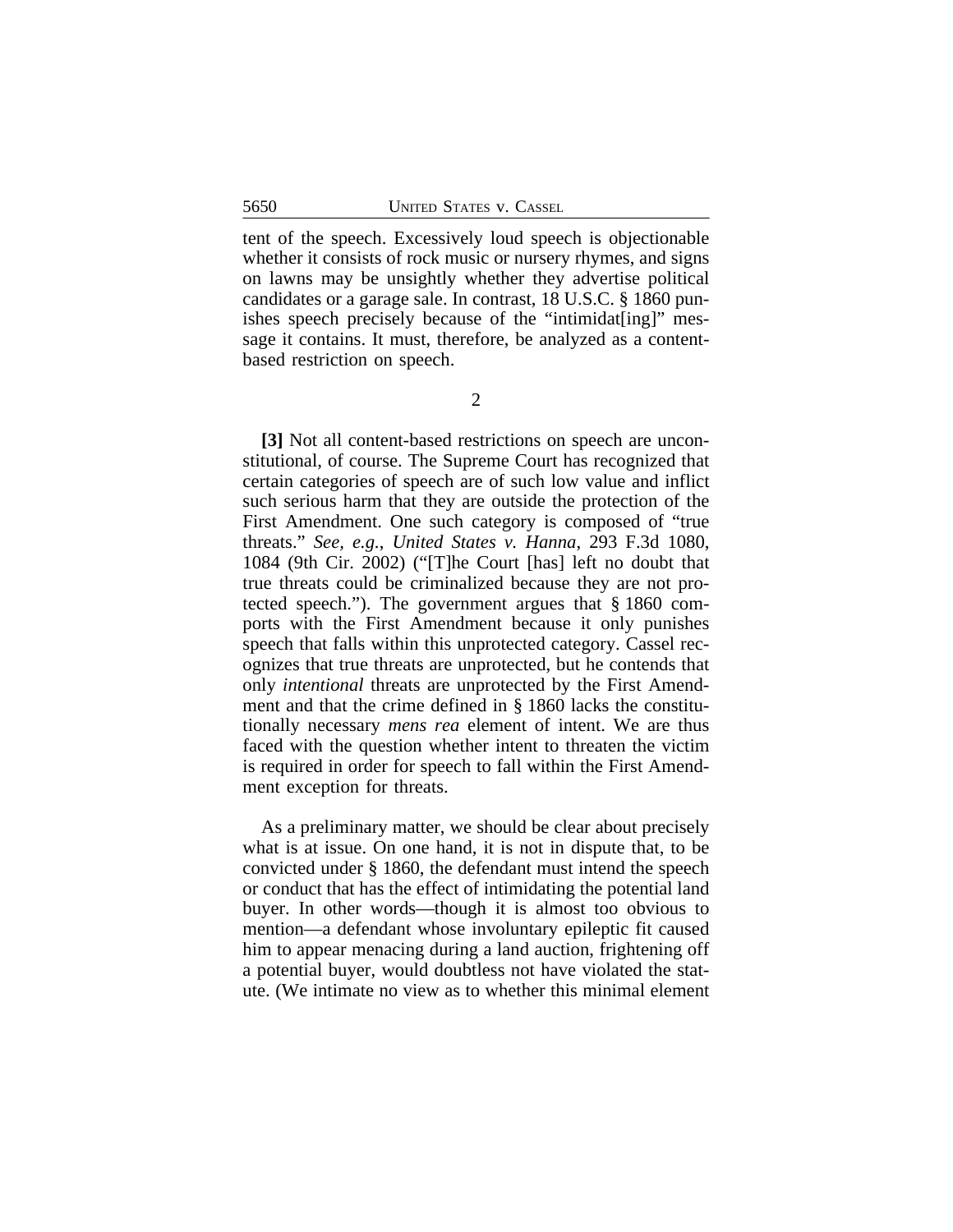tent of the speech. Excessively loud speech is objectionable whether it consists of rock music or nursery rhymes, and signs on lawns may be unsightly whether they advertise political candidates or a garage sale. In contrast, 18 U.S.C. § 1860 punishes speech precisely because of the "intimidat[ing]" message it contains. It must, therefore, be analyzed as a content-based restriction on speech.

2

**[3]** Not all content-based restrictions on speech are unconstitutional, of course. The Supreme Court has recognized that certain categories of speech are of such low value and inflict such serious harm that they are outside the protection of the First Amendment. One such category is composed of "true threats." *See, e.g.*, *United States v. Hanna*, 293 F.3d 1080, 1084 (9th Cir. 2002) ("[T]he Court [has] left no doubt that true threats could be criminalized because they are not protected speech."). The government argues that § 1860 comports with the First Amendment because it only punishes speech that falls within this unprotected category. Cassel recognizes that true threats are unprotected, but he contends that only *intentional* threats are unprotected by the First Amendment and that the crime defined in § 1860 lacks the constitutionally necessary *mens rea* element of intent. We are thus faced with the question whether intent to threaten the victim is required in order for speech to fall within the First Amendment exception for threats.

As a preliminary matter, we should be clear about precisely what is at issue. On one hand, it is not in dispute that, to be convicted under § 1860, the defendant must intend the speech or conduct that has the effect of intimidating the potential land buyer. In other words—though it is almost too obvious to mention—a defendant whose involuntary epileptic fit caused him to appear menacing during a land auction, frightening off a potential buyer, would doubtless not have violated the statute. (We intimate no view as to whether this minimal element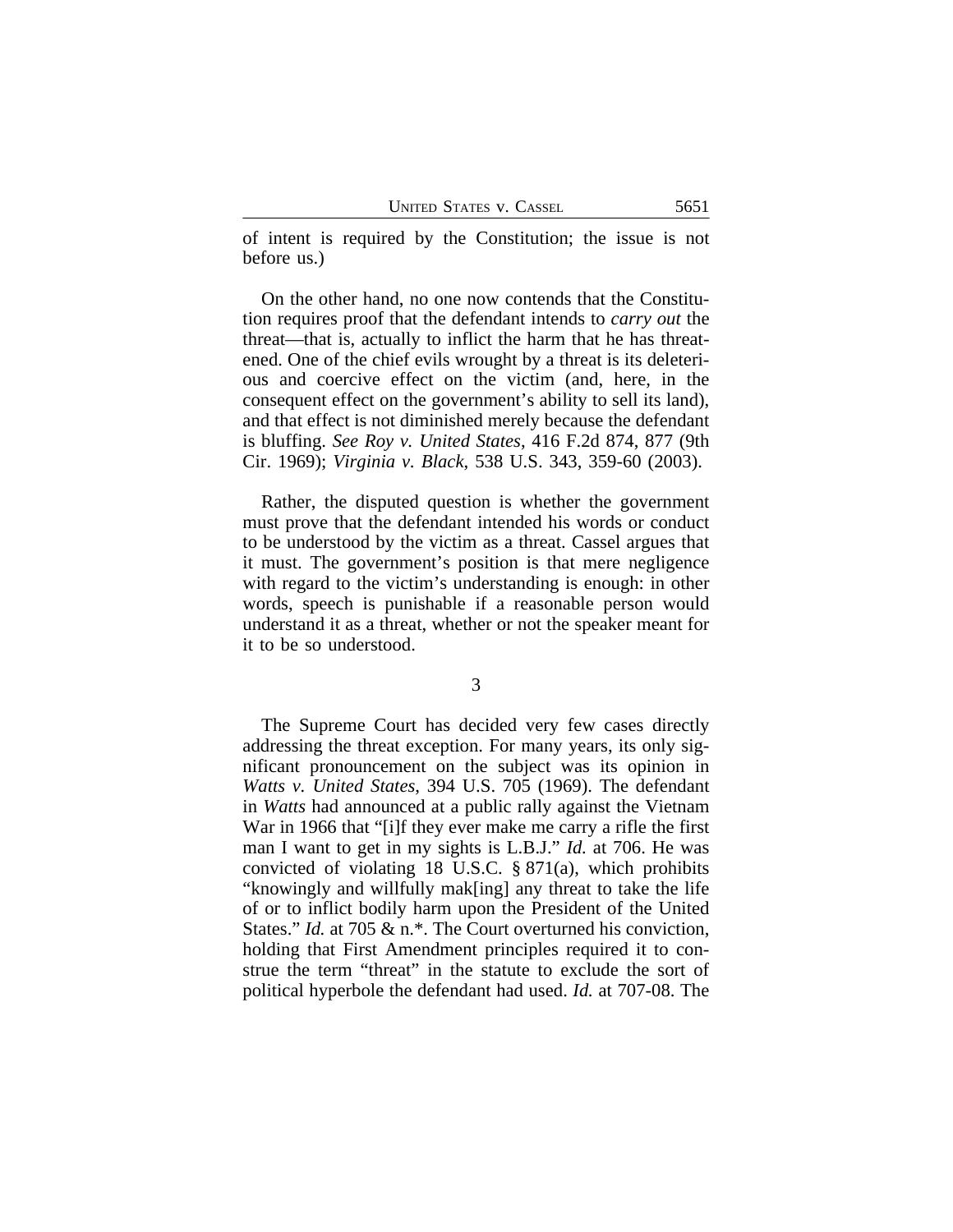of intent is required by the Constitution; the issue is not before us.)

On the other hand, no one now contends that the Constitution requires proof that the defendant intends to *carry out* the threat—that is, actually to inflict the harm that he has threatened. One of the chief evils wrought by a threat is its deleterious and coercive effect on the victim (and, here, in the consequent effect on the government's ability to sell its land), and that effect is not diminished merely because the defendant is bluffing. *See Roy v. United States*, 416 F.2d 874, 877 (9th Cir. 1969); *Virginia v. Black*, 538 U.S. 343, 359-60 (2003).

Rather, the disputed question is whether the government must prove that the defendant intended his words or conduct to be understood by the victim as a threat. Cassel argues that it must. The government's position is that mere negligence with regard to the victim's understanding is enough: in other words, speech is punishable if a reasonable person would understand it as a threat, whether or not the speaker meant for it to be so understood.

3

The Supreme Court has decided very few cases directly addressing the threat exception. For many years, its only significant pronouncement on the subject was its opinion in *Watts v. United States*, 394 U.S. 705 (1969). The defendant in *Watts* had announced at a public rally against the Vietnam War in 1966 that "[i]f they ever make me carry a rifle the first man I want to get in my sights is L.B.J." *Id.* at 706. He was convicted of violating 18 U.S.C. § 871(a), which prohibits "knowingly and willfully mak[ing] any threat to take the life of or to inflict bodily harm upon the President of the United States." *Id.* at 705 & n.*. The Court overturned his conviction, holding that First Amendment principles required it to construe the term "threat" in the statute to exclude the sort of political hyperbole the defendant had used. *Id.* at 707-08. The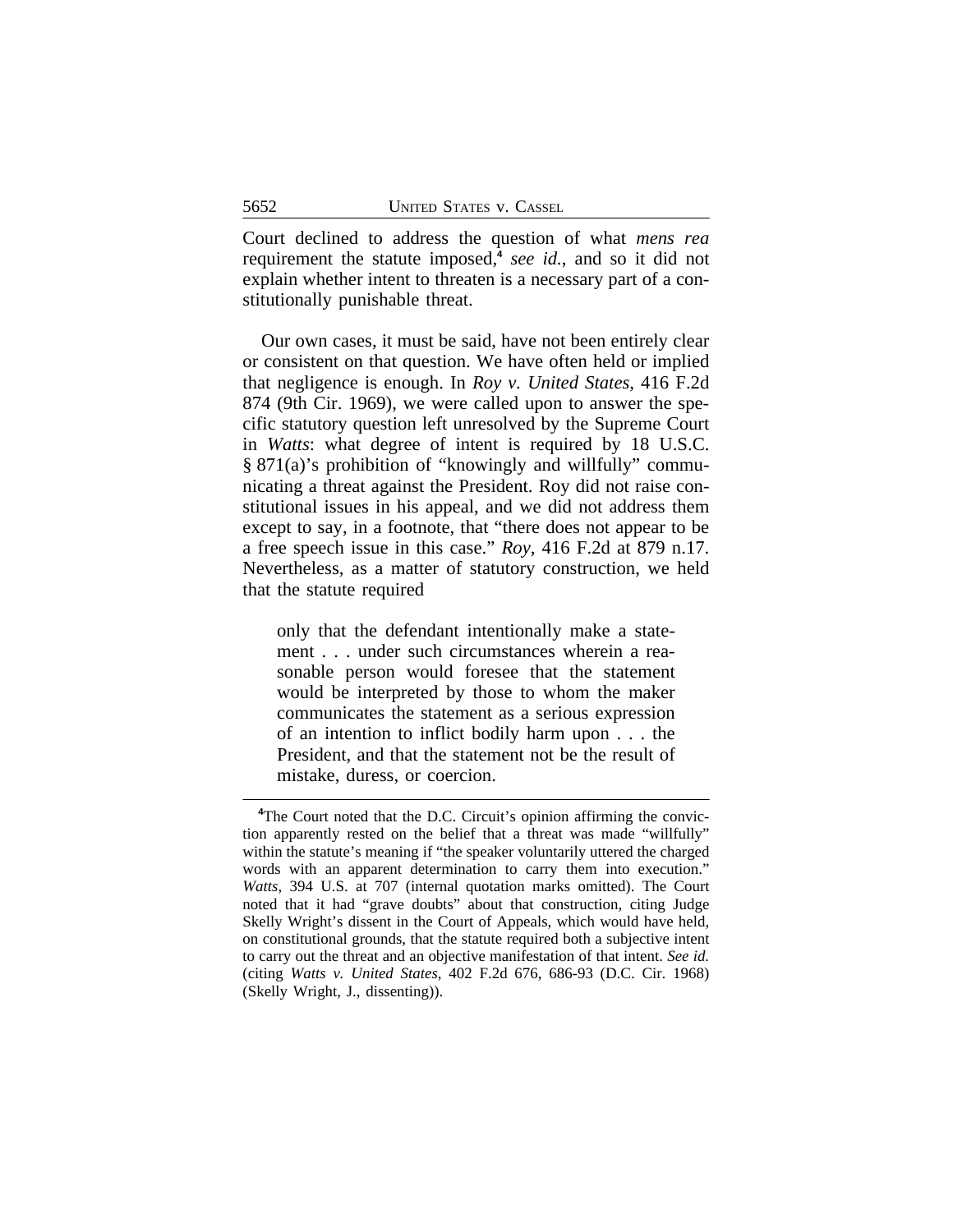Court declined to address the question of what *mens rea* requirement the statute imposed,[4] *see id.*, and so it did not explain whether intent to threaten is a necessary part of a constitutionally punishable threat.

Our own cases, it must be said, have not been entirely clear or consistent on that question. We have often held or implied that negligence is enough. In *Roy v. United States*, 416 F.2d 874 (9th Cir. 1969), we were called upon to answer the specific statutory question left unresolved by the Supreme Court in *Watts*: what degree of intent is required by 18 U.S.C. § 871(a)'s prohibition of "knowingly and willfully" communicating a threat against the President. Roy did not raise constitutional issues in his appeal, and we did not address them except to say, in a footnote, that "there does not appear to be a free speech issue in this case." *Roy*, 416 F.2d at 879 n.17. Nevertheless, as a matter of statutory construction, we held that the statute required

> only that the defendant intentionally make a statement . . . under such circumstances wherein a reasonable person would foresee that the statement would be interpreted by those to whom the maker communicates the statement as a serious expression of an intention to inflict bodily harm upon . . . the President, and that the statement not be the result of mistake, duress, or coercion.

---

[4]The Court noted that the D.C. Circuit's opinion affirming the conviction apparently rested on the belief that a threat was made "willfully" within the statute's meaning if "the speaker voluntarily uttered the charged words with an apparent determination to carry them into execution." *Watts*, 394 U.S. at 707 (internal quotation marks omitted). The Court noted that it had "grave doubts" about that construction, citing Judge Skelly Wright's dissent in the Court of Appeals, which would have held, on constitutional grounds, that the statute required both a subjective intent to carry out the threat and an objective manifestation of that intent. *See id.* (citing *Watts v. United States*, 402 F.2d 676, 686-93 (D.C. Cir. 1968) (Skelly Wright, J., dissenting)).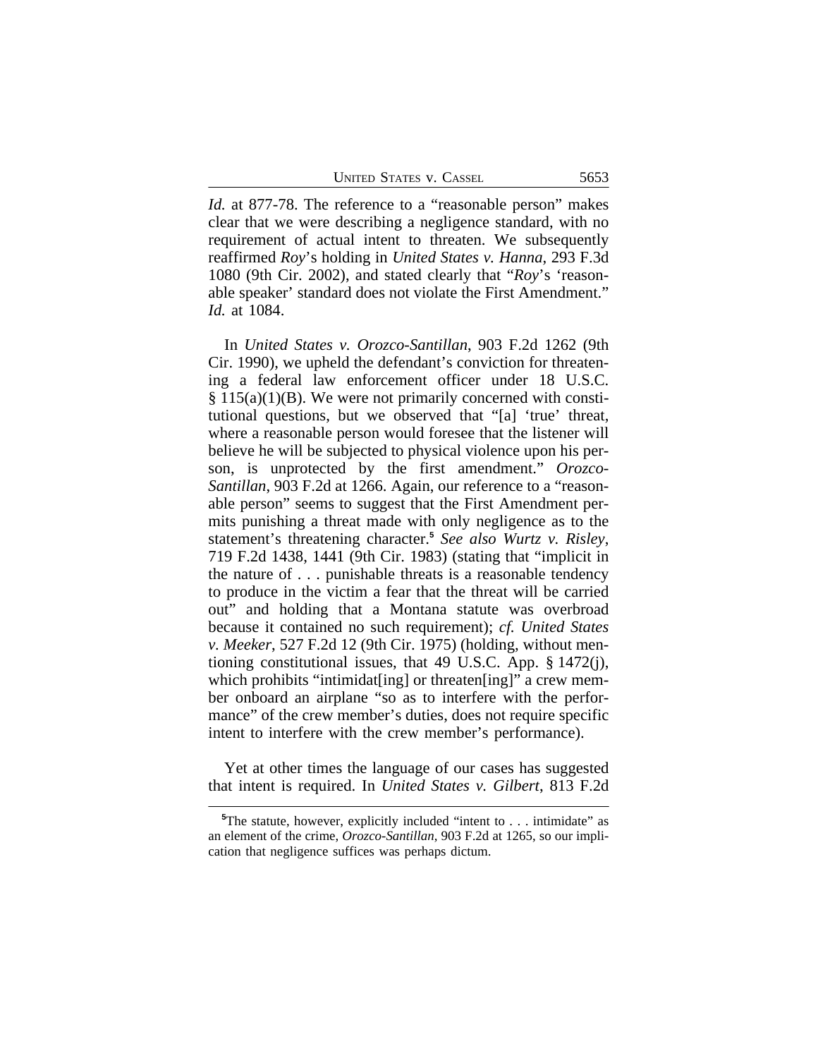*Id.* at 877-78. The reference to a "reasonable person" makes clear that we were describing a negligence standard, with no requirement of actual intent to threaten. We subsequently reaffirmed *Roy*'s holding in *United States v. Hanna*, 293 F.3d 1080 (9th Cir. 2002), and stated clearly that "*Roy*'s 'reasonable speaker' standard does not violate the First Amendment." *Id.* at 1084.

In *United States v. Orozco-Santillan*, 903 F.2d 1262 (9th Cir. 1990), we upheld the defendant's conviction for threatening a federal law enforcement officer under 18 U.S.C. § 115(a)(1)(B). We were not primarily concerned with constitutional questions, but we observed that "[a] 'true' threat, where a reasonable person would foresee that the listener will believe he will be subjected to physical violence upon his person, is unprotected by the first amendment." *Orozco-Santillan*, 903 F.2d at 1266. Again, our reference to a "reasonable person" seems to suggest that the First Amendment permits punishing a threat made with only negligence as to the statement's threatening character.[5] *See also Wurtz v. Risley*, 719 F.2d 1438, 1441 (9th Cir. 1983) (stating that "implicit in the nature of . . . punishable threats is a reasonable tendency to produce in the victim a fear that the threat will be carried out" and holding that a Montana statute was overbroad because it contained no such requirement); *cf. United States v. Meeker*, 527 F.2d 12 (9th Cir. 1975) (holding, without mentioning constitutional issues, that 49 U.S.C. App. § 1472(j), which prohibits "intimidat[ing] or threaten[ing]" a crew member onboard an airplane "so as to interfere with the performance" of the crew member's duties, does not require specific intent to interfere with the crew member's performance).

Yet at other times the language of our cases has suggested that intent is required. In *United States v. Gilbert*, 813 F.2d

[5] The statute, however, explicitly included "intent to . . . intimidate" as an element of the crime, *Orozco-Santillan*, 903 F.2d at 1265, so our implication that negligence suffices was perhaps dictum.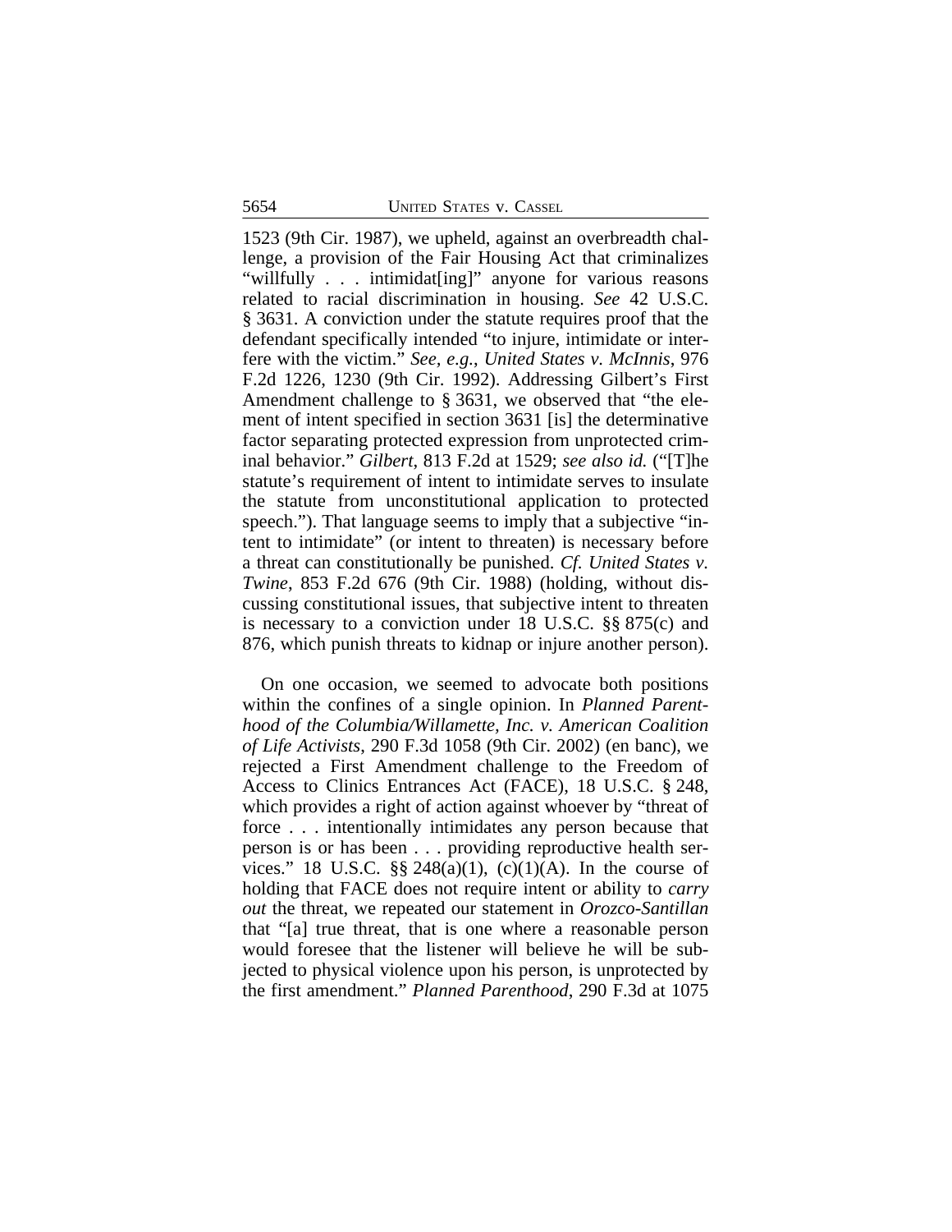1523 (9th Cir. 1987), we upheld, against an overbreadth challenge, a provision of the Fair Housing Act that criminalizes "willfully . . . intimidat[ing]" anyone for various reasons related to racial discrimination in housing. *See* 42 U.S.C. § 3631. A conviction under the statute requires proof that the defendant specifically intended "to injure, intimidate or interfere with the victim." *See, e.g.*, *United States v. McInnis*, 976 F.2d 1226, 1230 (9th Cir. 1992). Addressing Gilbert's First Amendment challenge to § 3631, we observed that "the element of intent specified in section 3631 [is] the determinative factor separating protected expression from unprotected criminal behavior." *Gilbert*, 813 F.2d at 1529; *see also id.* ("[T]he statute's requirement of intent to intimidate serves to insulate the statute from unconstitutional application to protected speech."). That language seems to imply that a subjective "intent to intimidate" (or intent to threaten) is necessary before a threat can constitutionally be punished. *Cf. United States v. Twine*, 853 F.2d 676 (9th Cir. 1988) (holding, without discussing constitutional issues, that subjective intent to threaten is necessary to a conviction under 18 U.S.C. §§ 875(c) and 876, which punish threats to kidnap or injure another person).

On one occasion, we seemed to advocate both positions within the confines of a single opinion. In *Planned Parenthood of the Columbia/Willamette, Inc. v. American Coalition of Life Activists*, 290 F.3d 1058 (9th Cir. 2002) (en banc), we rejected a First Amendment challenge to the Freedom of Access to Clinics Entrances Act (FACE), 18 U.S.C. § 248, which provides a right of action against whoever by "threat of force . . . intentionally intimidates any person because that person is or has been . . . providing reproductive health services." 18 U.S.C. §§ 248(a)(1), (c)(1)(A). In the course of holding that FACE does not require intent or ability to *carry out* the threat, we repeated our statement in *Orozco-Santillan* that "[a] true threat, that is one where a reasonable person would foresee that the listener will believe he will be subjected to physical violence upon his person, is unprotected by the first amendment." *Planned Parenthood*, 290 F.3d at 1075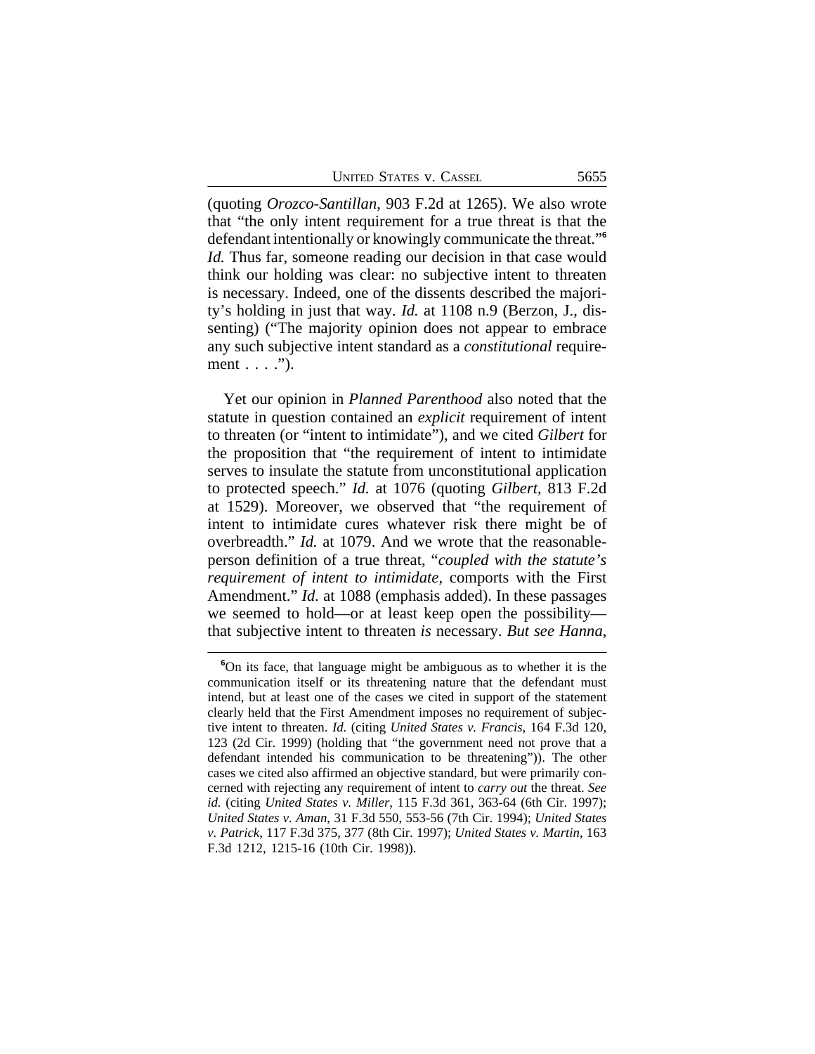(quoting *Orozco-Santillan*, 903 F.2d at 1265). We also wrote that "the only intent requirement for a true threat is that the defendant intentionally or knowingly communicate the threat."[6] *Id.* Thus far, someone reading our decision in that case would think our holding was clear: no subjective intent to threaten is necessary. Indeed, one of the dissents described the majority's holding in just that way. *Id.* at 1108 n.9 (Berzon, J., dissenting) ("The majority opinion does not appear to embrace any such subjective intent standard as a *constitutional* requirement . . . .").

Yet our opinion in *Planned Parenthood* also noted that the statute in question contained an *explicit* requirement of intent to threaten (or "intent to intimidate"), and we cited *Gilbert* for the proposition that "the requirement of intent to intimidate serves to insulate the statute from unconstitutional application to protected speech." *Id.* at 1076 (quoting *Gilbert*, 813 F.2d at 1529). Moreover, we observed that "the requirement of intent to intimidate cures whatever risk there might be of overbreadth." *Id.* at 1079. And we wrote that the reasonable-person definition of a true threat, "*coupled with the statute's requirement of intent to intimidate*, comports with the First Amendment." *Id.* at 1088 (emphasis added). In these passages we seemed to hold—or at least keep open the possibility—that subjective intent to threaten *is* necessary. *But see Hanna*,

[6]On its face, that language might be ambiguous as to whether it is the communication itself or its threatening nature that the defendant must intend, but at least one of the cases we cited in support of the statement clearly held that the First Amendment imposes no requirement of subjective intent to threaten. *Id.* (citing *United States v. Francis*, 164 F.3d 120, 123 (2d Cir. 1999) (holding that "the government need not prove that a defendant intended his communication to be threatening")). The other cases we cited also affirmed an objective standard, but were primarily concerned with rejecting any requirement of intent to *carry out* the threat. *See id.* (citing *United States v. Miller*, 115 F.3d 361, 363-64 (6th Cir. 1997); *United States v. Aman*, 31 F.3d 550, 553-56 (7th Cir. 1994); *United States v. Patrick*, 117 F.3d 375, 377 (8th Cir. 1997); *United States v. Martin*, 163 F.3d 1212, 1215-16 (10th Cir. 1998)).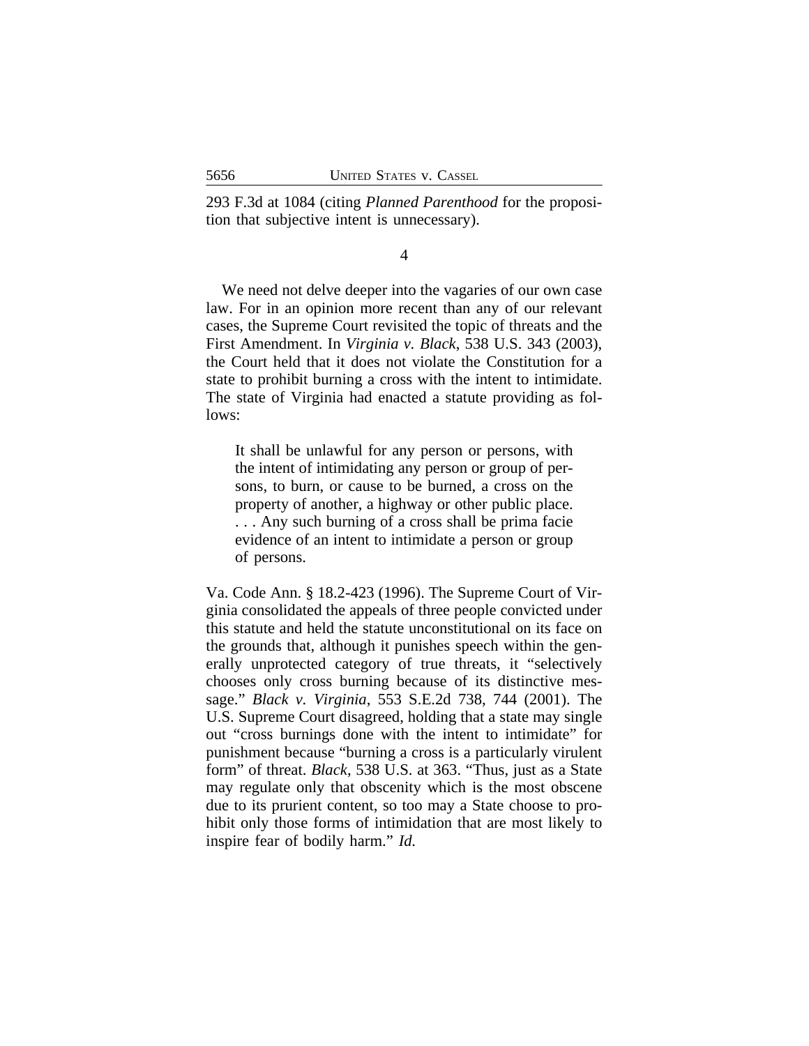293 F.3d at 1084 (citing *Planned Parenthood* for the proposition that subjective intent is unnecessary).

4

We need not delve deeper into the vagaries of our own case law. For in an opinion more recent than any of our relevant cases, the Supreme Court revisited the topic of threats and the First Amendment. In *Virginia v. Black*, 538 U.S. 343 (2003), the Court held that it does not violate the Constitution for a state to prohibit burning a cross with the intent to intimidate. The state of Virginia had enacted a statute providing as follows:

> It shall be unlawful for any person or persons, with the intent of intimidating any person or group of persons, to burn, or cause to be burned, a cross on the property of another, a highway or other public place. . . . Any such burning of a cross shall be prima facie evidence of an intent to intimidate a person or group of persons.

Va. Code Ann. § 18.2-423 (1996). The Supreme Court of Virginia consolidated the appeals of three people convicted under this statute and held the statute unconstitutional on its face on the grounds that, although it punishes speech within the generally unprotected category of true threats, it "selectively chooses only cross burning because of its distinctive message." *Black v. Virginia*, 553 S.E.2d 738, 744 (2001). The U.S. Supreme Court disagreed, holding that a state may single out "cross burnings done with the intent to intimidate" for punishment because "burning a cross is a particularly virulent form" of threat. *Black*, 538 U.S. at 363. "Thus, just as a State may regulate only that obscenity which is the most obscene due to its prurient content, so too may a State choose to prohibit only those forms of intimidation that are most likely to inspire fear of bodily harm." *Id.*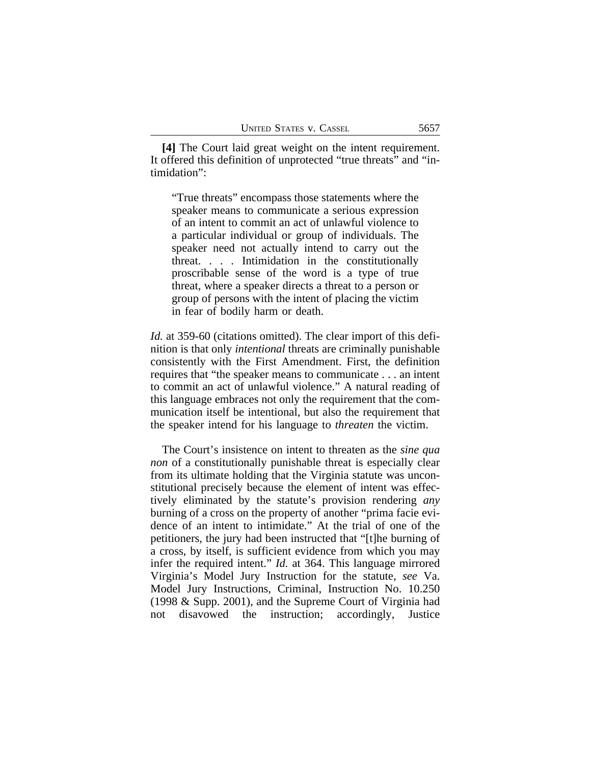**[4]** The Court laid great weight on the intent requirement. It offered this definition of unprotected "true threats" and "intimidation":

> "True threats" encompass those statements where the speaker means to communicate a serious expression of an intent to commit an act of unlawful violence to a particular individual or group of individuals. The speaker need not actually intend to carry out the threat. . . . Intimidation in the constitutionally proscribable sense of the word is a type of true threat, where a speaker directs a threat to a person or group of persons with the intent of placing the victim in fear of bodily harm or death.

*Id.* at 359-60 (citations omitted). The clear import of this definition is that only *intentional* threats are criminally punishable consistently with the First Amendment. First, the definition requires that "the speaker means to communicate . . . an intent to commit an act of unlawful violence." A natural reading of this language embraces not only the requirement that the communication itself be intentional, but also the requirement that the speaker intend for his language to *threaten* the victim.

The Court's insistence on intent to threaten as the *sine qua non* of a constitutionally punishable threat is especially clear from its ultimate holding that the Virginia statute was unconstitutional precisely because the element of intent was effectively eliminated by the statute's provision rendering *any* burning of a cross on the property of another "prima facie evidence of an intent to intimidate." At the trial of one of the petitioners, the jury had been instructed that "[t]he burning of a cross, by itself, is sufficient evidence from which you may infer the required intent." *Id.* at 364. This language mirrored Virginia's Model Jury Instruction for the statute, *see* Va. Model Jury Instructions, Criminal, Instruction No. 10.250 (1998 & Supp. 2001), and the Supreme Court of Virginia had not disavowed the instruction; accordingly, Justice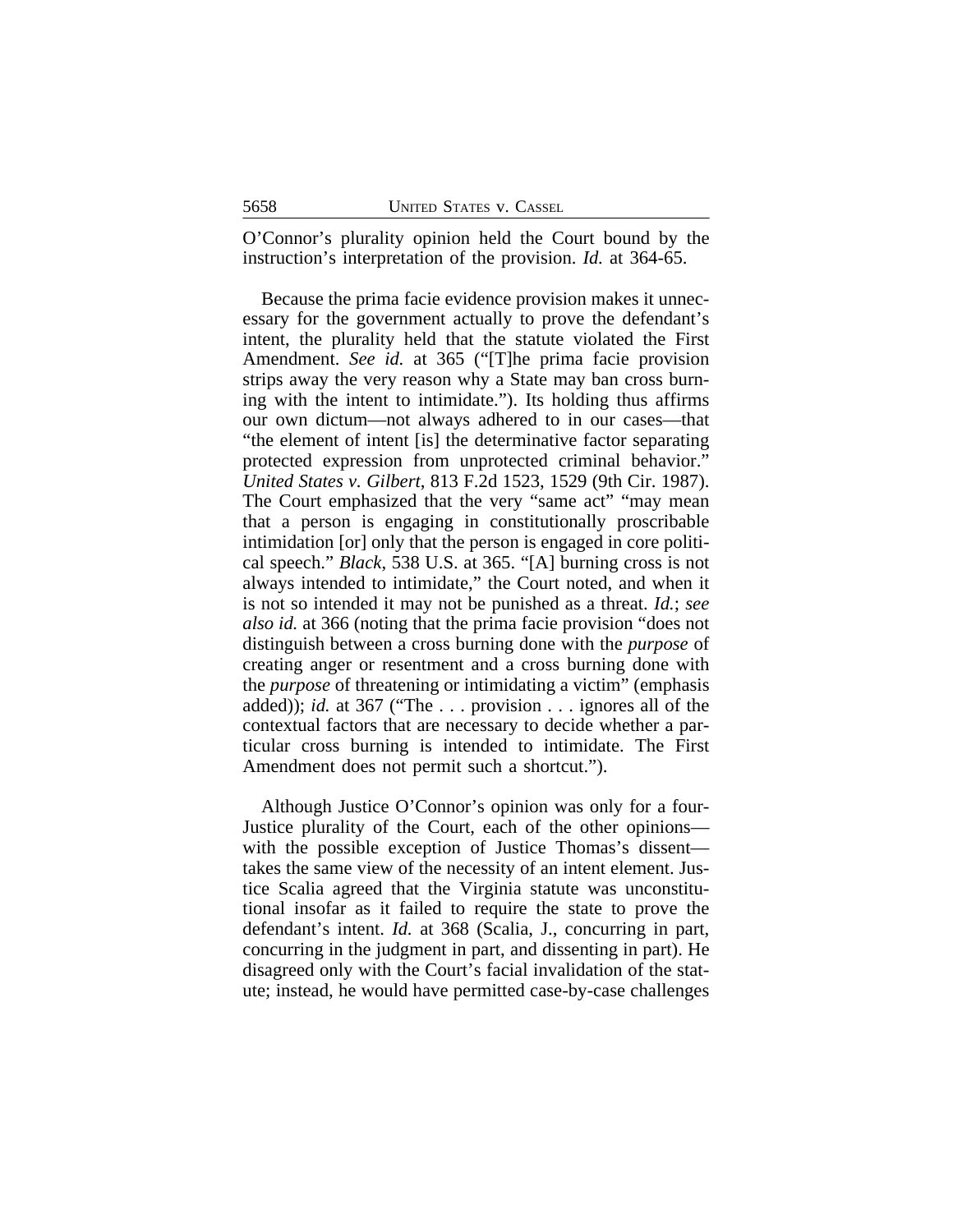O'Connor's plurality opinion held the Court bound by the instruction's interpretation of the provision. *Id.* at 364-65.

Because the prima facie evidence provision makes it unnecessary for the government actually to prove the defendant's intent, the plurality held that the statute violated the First Amendment. *See id.* at 365 ("[T]he prima facie provision strips away the very reason why a State may ban cross burning with the intent to intimidate."). Its holding thus affirms our own dictum—not always adhered to in our cases—that "the element of intent [is] the determinative factor separating protected expression from unprotected criminal behavior." *United States v. Gilbert*, 813 F.2d 1523, 1529 (9th Cir. 1987). The Court emphasized that the very "same act" "may mean that a person is engaging in constitutionally proscribable intimidation [or] only that the person is engaged in core political speech." *Black*, 538 U.S. at 365. "[A] burning cross is not always intended to intimidate," the Court noted, and when it is not so intended it may not be punished as a threat. *Id.*; *see also id.* at 366 (noting that the prima facie provision "does not distinguish between a cross burning done with the *purpose* of creating anger or resentment and a cross burning done with the *purpose* of threatening or intimidating a victim" (emphasis added)); *id.* at 367 ("The . . . provision . . . ignores all of the contextual factors that are necessary to decide whether a particular cross burning is intended to intimidate. The First Amendment does not permit such a shortcut.").

Although Justice O'Connor's opinion was only for a four-Justice plurality of the Court, each of the other opinions—with the possible exception of Justice Thomas's dissent—takes the same view of the necessity of an intent element. Justice Scalia agreed that the Virginia statute was unconstitutional insofar as it failed to require the state to prove the defendant's intent. *Id.* at 368 (Scalia, J., concurring in part, concurring in the judgment in part, and dissenting in part). He disagreed only with the Court's facial invalidation of the statute; instead, he would have permitted case-by-case challenges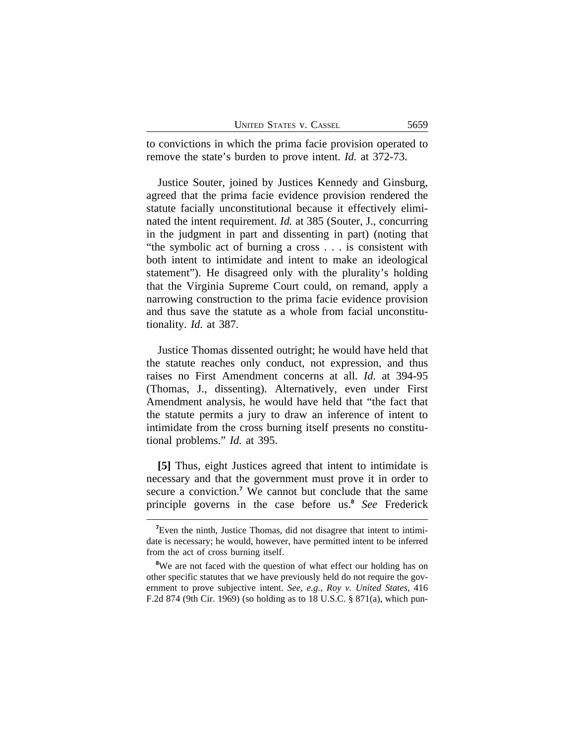to convictions in which the prima facie provision operated to remove the state's burden to prove intent. *Id.* at 372-73.

Justice Souter, joined by Justices Kennedy and Ginsburg, agreed that the prima facie evidence provision rendered the statute facially unconstitutional because it effectively eliminated the intent requirement. *Id.* at 385 (Souter, J., concurring in the judgment in part and dissenting in part) (noting that "the symbolic act of burning a cross . . . is consistent with both intent to intimidate and intent to make an ideological statement"). He disagreed only with the plurality's holding that the Virginia Supreme Court could, on remand, apply a narrowing construction to the prima facie evidence provision and thus save the statute as a whole from facial unconstitutionality. *Id.* at 387.

Justice Thomas dissented outright; he would have held that the statute reaches only conduct, not expression, and thus raises no First Amendment concerns at all. *Id.* at 394-95 (Thomas, J., dissenting). Alternatively, even under First Amendment analysis, he would have held that "the fact that the statute permits a jury to draw an inference of intent to intimidate from the cross burning itself presents no constitutional problems." *Id.* at 395.

**[5]** Thus, eight Justices agreed that intent to intimidate is necessary and that the government must prove it in order to secure a conviction.[7] We cannot but conclude that the same principle governs in the case before us.[8] *See* Frederick

[7]Even the ninth, Justice Thomas, did not disagree that intent to intimidate is necessary; he would, however, have permitted intent to be inferred from the act of cross burning itself.

[8]We are not faced with the question of what effect our holding has on other specific statutes that we have previously held do not require the government to prove subjective intent. *See, e.g.*, *Roy v. United States*, 416 F.2d 874 (9th Cir. 1969) (so holding as to 18 U.S.C. § 871(a), which pun-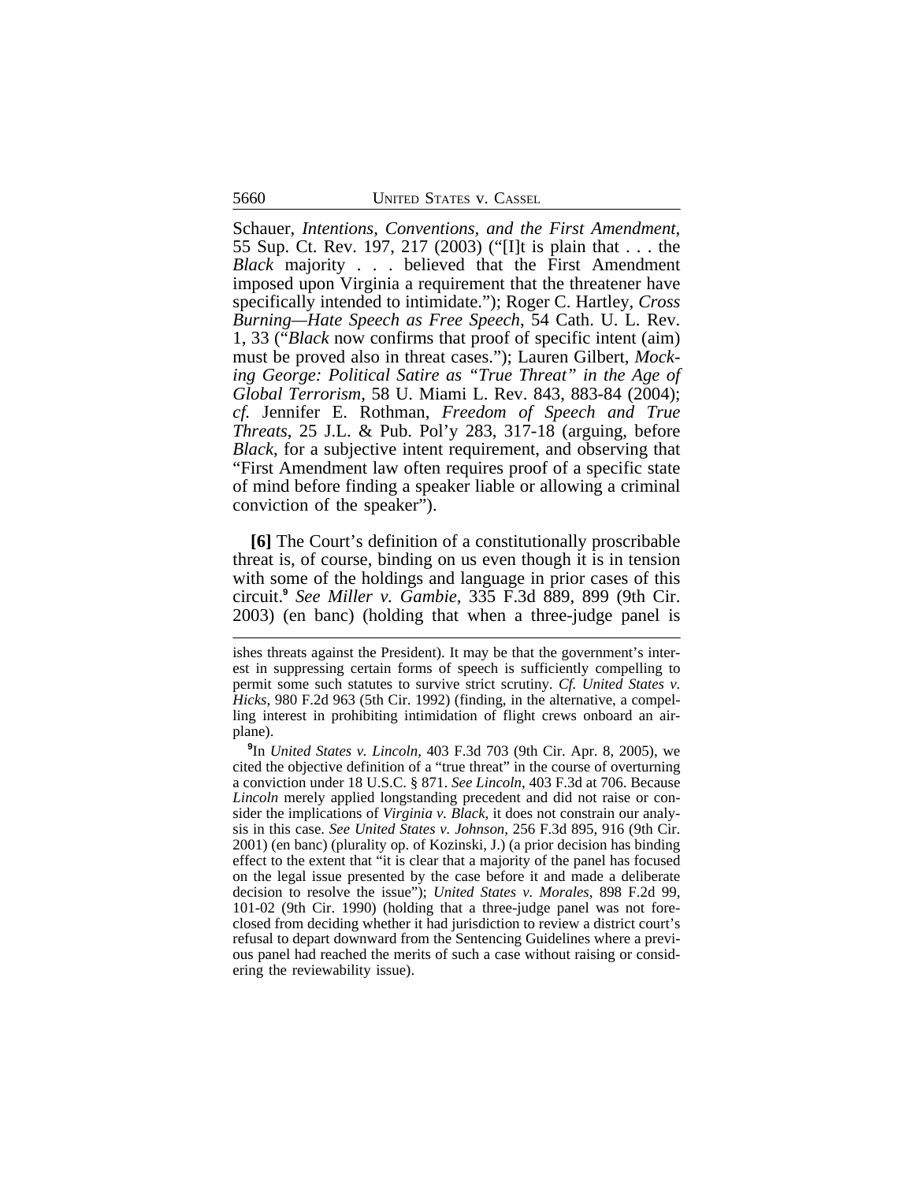Schauer, *Intentions, Conventions, and the First Amendment*, 55 Sup. Ct. Rev. 197, 217 (2003) ("[I]t is plain that . . . the *Black* majority . . . believed that the First Amendment imposed upon Virginia a requirement that the threatener have specifically intended to intimidate."); Roger C. Hartley, *Cross Burning—Hate Speech as Free Speech*, 54 Cath. U. L. Rev. 1, 33 ("*Black* now confirms that proof of specific intent (aim) must be proved also in threat cases."); Lauren Gilbert, *Mocking George: Political Satire as "True Threat" in the Age of Global Terrorism*, 58 U. Miami L. Rev. 843, 883-84 (2004); *cf.* Jennifer E. Rothman, *Freedom of Speech and True Threats*, 25 J.L. & Pub. Pol'y 283, 317-18 (arguing, before *Black*, for a subjective intent requirement, and observing that "First Amendment law often requires proof of a specific state of mind before finding a speaker liable or allowing a criminal conviction of the speaker").

**[6]** The Court's definition of a constitutionally proscribable threat is, of course, binding on us even though it is in tension with some of the holdings and language in prior cases of this circuit.[9] *See Miller v. Gambie*, 335 F.3d 889, 899 (9th Cir. 2003) (en banc) (holding that when a three-judge panel is

---

ishes threats against the President). It may be that the government's interest in suppressing certain forms of speech is sufficiently compelling to permit some such statutes to survive strict scrutiny. *Cf. United States v. Hicks*, 980 F.2d 963 (5th Cir. 1992) (finding, in the alternative, a compelling interest in prohibiting intimidation of flight crews onboard an airplane).

[9]In *United States v. Lincoln*, 403 F.3d 703 (9th Cir. Apr. 8, 2005), we cited the objective definition of a "true threat" in the course of overturning a conviction under 18 U.S.C. § 871. *See Lincoln*, 403 F.3d at 706. Because *Lincoln* merely applied longstanding precedent and did not raise or consider the implications of *Virginia v. Black*, it does not constrain our analysis in this case. *See United States v. Johnson*, 256 F.3d 895, 916 (9th Cir. 2001) (en banc) (plurality op. of Kozinski, J.) (a prior decision has binding effect to the extent that "it is clear that a majority of the panel has focused on the legal issue presented by the case before it and made a deliberate decision to resolve the issue"); *United States v. Morales*, 898 F.2d 99, 101-02 (9th Cir. 1990) (holding that a three-judge panel was not foreclosed from deciding whether it had jurisdiction to review a district court's refusal to depart downward from the Sentencing Guidelines where a previous panel had reached the merits of such a case without raising or considering the reviewability issue).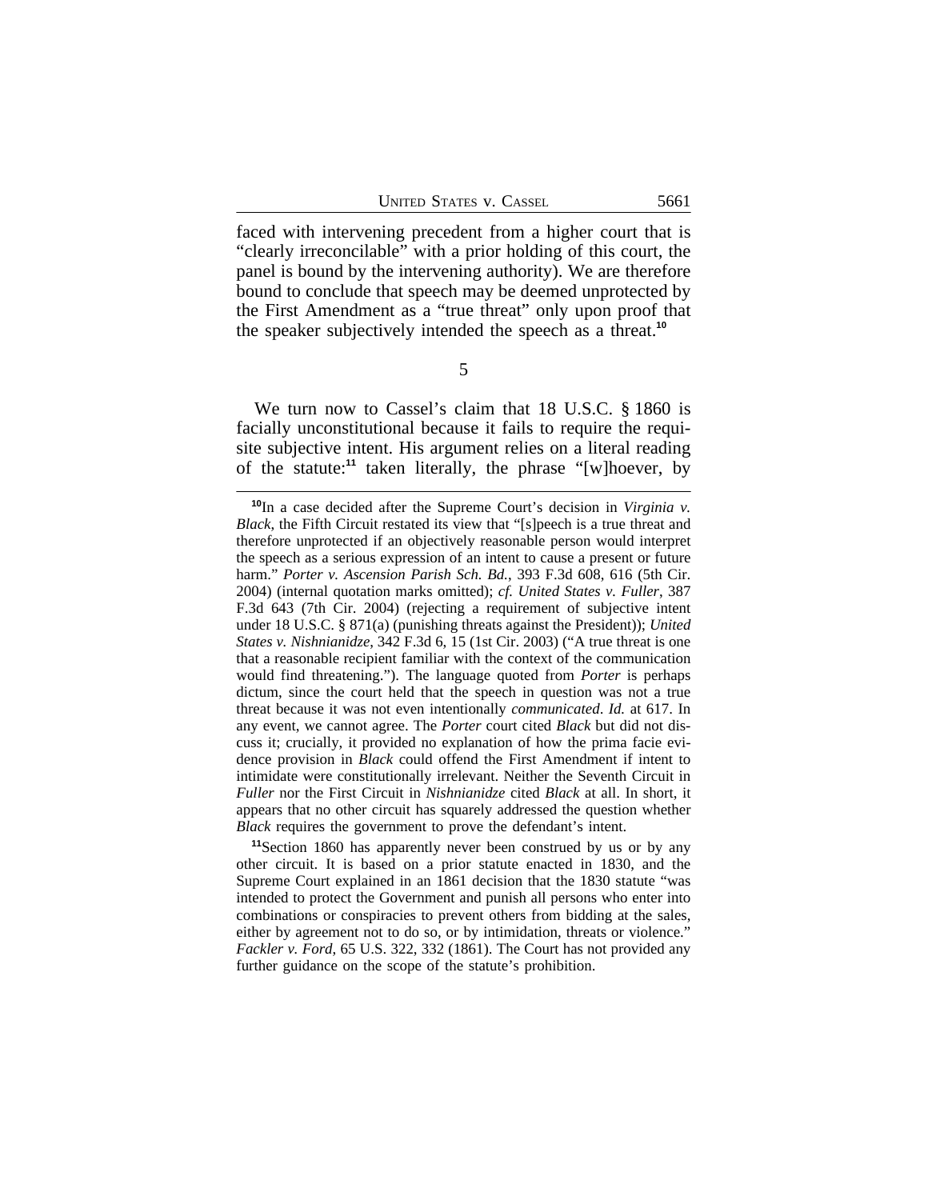faced with intervening precedent from a higher court that is "clearly irreconcilable" with a prior holding of this court, the panel is bound by the intervening authority). We are therefore bound to conclude that speech may be deemed unprotected by the First Amendment as a "true threat" only upon proof that the speaker subjectively intended the speech as a threat.[10]

5

We turn now to Cassel's claim that 18 U.S.C. § 1860 is facially unconstitutional because it fails to require the requisite subjective intent. His argument relies on a literal reading of the statute:[11] taken literally, the phrase "[w]hoever, by

---

[10]In a case decided after the Supreme Court's decision in *Virginia v. Black*, the Fifth Circuit restated its view that "[s]peech is a true threat and therefore unprotected if an objectively reasonable person would interpret the speech as a serious expression of an intent to cause a present or future harm." *Porter v. Ascension Parish Sch. Bd.*, 393 F.3d 608, 616 (5th Cir. 2004) (internal quotation marks omitted); *cf. United States v. Fuller*, 387 F.3d 643 (7th Cir. 2004) (rejecting a requirement of subjective intent under 18 U.S.C. § 871(a) (punishing threats against the President)); *United States v. Nishnianidze*, 342 F.3d 6, 15 (1st Cir. 2003) ("A true threat is one that a reasonable recipient familiar with the context of the communication would find threatening."). The language quoted from *Porter* is perhaps dictum, since the court held that the speech in question was not a true threat because it was not even intentionally *communicated*. *Id.* at 617. In any event, we cannot agree. The *Porter* court cited *Black* but did not discuss it; crucially, it provided no explanation of how the prima facie evidence provision in *Black* could offend the First Amendment if intent to intimidate were constitutionally irrelevant. Neither the Seventh Circuit in *Fuller* nor the First Circuit in *Nishnianidze* cited *Black* at all. In short, it appears that no other circuit has squarely addressed the question whether *Black* requires the government to prove the defendant's intent.

[11]Section 1860 has apparently never been construed by us or by any other circuit. It is based on a prior statute enacted in 1830, and the Supreme Court explained in an 1861 decision that the 1830 statute "was intended to protect the Government and punish all persons who enter into combinations or conspiracies to prevent others from bidding at the sales, either by agreement not to do so, or by intimidation, threats or violence." *Fackler v. Ford*, 65 U.S. 322, 332 (1861). The Court has not provided any further guidance on the scope of the statute's prohibition.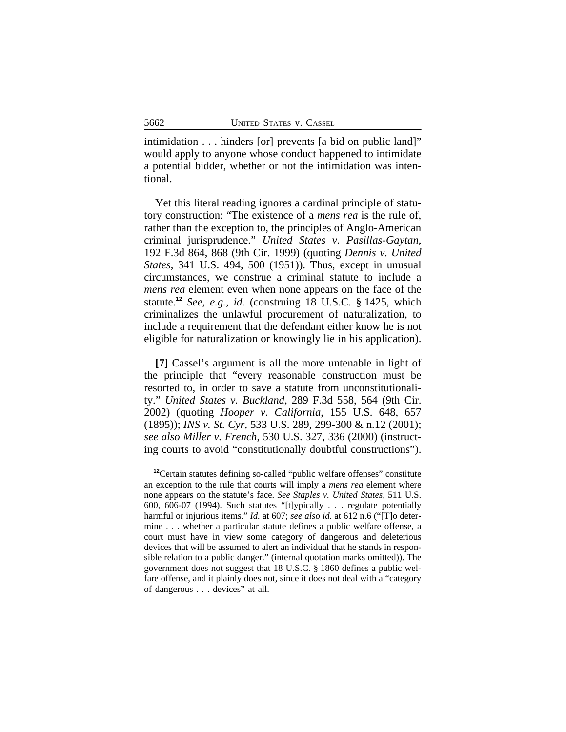intimidation . . . hinders [or] prevents [a bid on public land]" would apply to anyone whose conduct happened to intimidate a potential bidder, whether or not the intimidation was intentional.

Yet this literal reading ignores a cardinal principle of statutory construction: "The existence of a *mens rea* is the rule of, rather than the exception to, the principles of Anglo-American criminal jurisprudence." *United States v. Pasillas-Gaytan*, 192 F.3d 864, 868 (9th Cir. 1999) (quoting *Dennis v. United States*, 341 U.S. 494, 500 (1951)). Thus, except in unusual circumstances, we construe a criminal statute to include a *mens rea* element even when none appears on the face of the statute.[12] *See, e.g., id.* (construing 18 U.S.C. § 1425, which criminalizes the unlawful procurement of naturalization, to include a requirement that the defendant either know he is not eligible for naturalization or knowingly lie in his application).

**[7]** Cassel's argument is all the more untenable in light of the principle that "every reasonable construction must be resorted to, in order to save a statute from unconstitutionality." *United States v. Buckland*, 289 F.3d 558, 564 (9th Cir. 2002) (quoting *Hooper v. California*, 155 U.S. 648, 657 (1895)); *INS v. St. Cyr*, 533 U.S. 289, 299-300 & n.12 (2001); *see also Miller v. French*, 530 U.S. 327, 336 (2000) (instructing courts to avoid "constitutionally doubtful constructions").

---

[12]Certain statutes defining so-called "public welfare offenses" constitute an exception to the rule that courts will imply a *mens rea* element where none appears on the statute's face. *See Staples v. United States*, 511 U.S. 600, 606-07 (1994). Such statutes "[t]ypically . . . regulate potentially harmful or injurious items." *Id.* at 607; *see also id.* at 612 n.6 ("[T]o determine . . . whether a particular statute defines a public welfare offense, a court must have in view some category of dangerous and deleterious devices that will be assumed to alert an individual that he stands in responsible relation to a public danger." (internal quotation marks omitted)). The government does not suggest that 18 U.S.C. § 1860 defines a public welfare offense, and it plainly does not, since it does not deal with a "category of dangerous . . . devices" at all.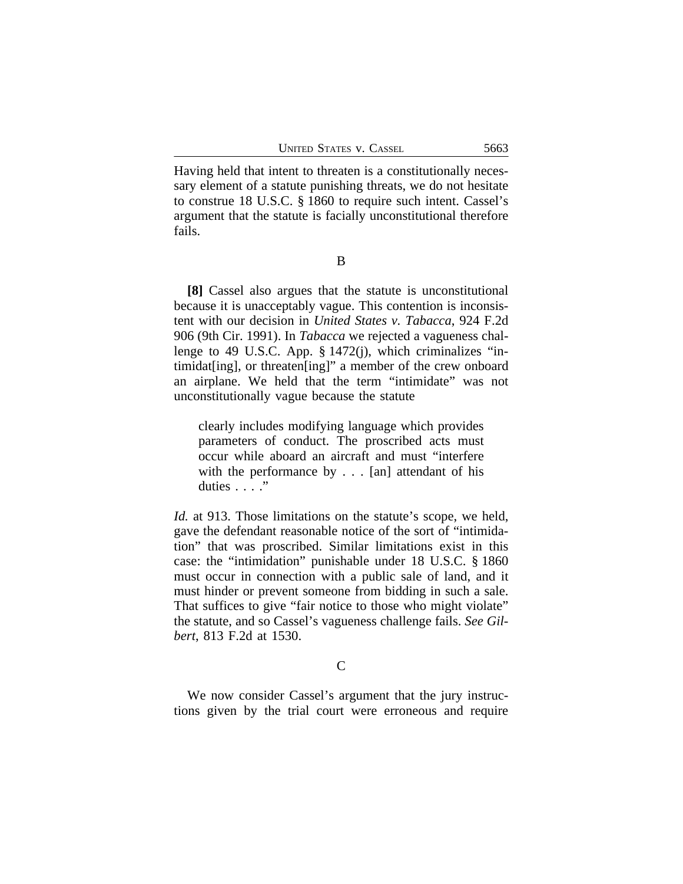Having held that intent to threaten is a constitutionally necessary element of a statute punishing threats, we do not hesitate to construe 18 U.S.C. § 1860 to require such intent. Cassel's argument that the statute is facially unconstitutional therefore fails.

B

**[8]** Cassel also argues that the statute is unconstitutional because it is unacceptably vague. This contention is inconsistent with our decision in *United States v. Tabacca*, 924 F.2d 906 (9th Cir. 1991). In *Tabacca* we rejected a vagueness challenge to 49 U.S.C. App. § 1472(j), which criminalizes "intimidat[ing], or threaten[ing]" a member of the crew onboard an airplane. We held that the term "intimidate" was not unconstitutionally vague because the statute

> clearly includes modifying language which provides parameters of conduct. The proscribed acts must occur while aboard an aircraft and must "interfere with the performance by . . . [an] attendant of his duties . . . ."

*Id.* at 913. Those limitations on the statute's scope, we held, gave the defendant reasonable notice of the sort of "intimidation" that was proscribed. Similar limitations exist in this case: the "intimidation" punishable under 18 U.S.C. § 1860 must occur in connection with a public sale of land, and it must hinder or prevent someone from bidding in such a sale. That suffices to give "fair notice to those who might violate" the statute, and so Cassel's vagueness challenge fails. *See Gilbert*, 813 F.2d at 1530.

C

We now consider Cassel's argument that the jury instructions given by the trial court were erroneous and require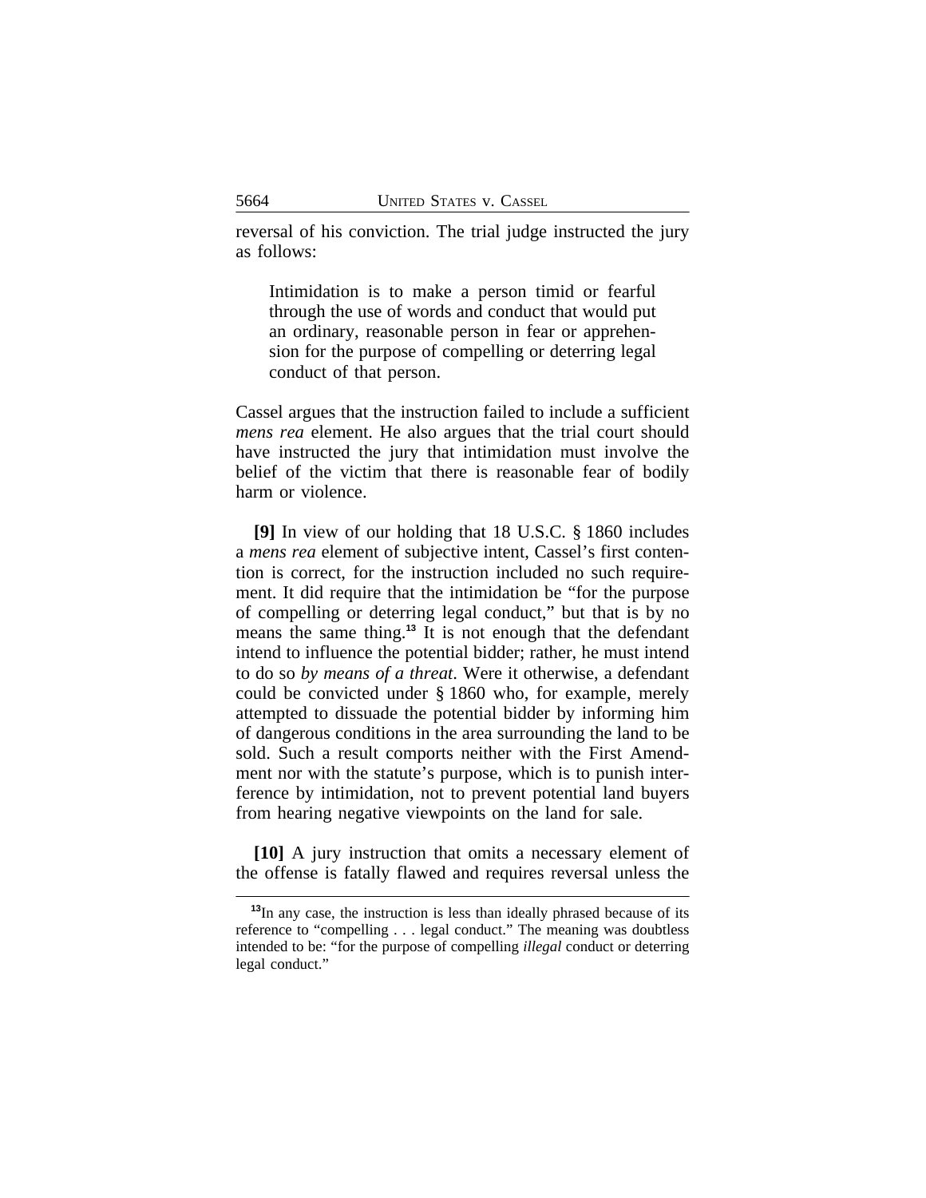reversal of his conviction. The trial judge instructed the jury as follows:

> Intimidation is to make a person timid or fearful through the use of words and conduct that would put an ordinary, reasonable person in fear or apprehension for the purpose of compelling or deterring legal conduct of that person.

Cassel argues that the instruction failed to include a sufficient *mens rea* element. He also argues that the trial court should have instructed the jury that intimidation must involve the belief of the victim that there is reasonable fear of bodily harm or violence.

**[9]** In view of our holding that 18 U.S.C. § 1860 includes a *mens rea* element of subjective intent, Cassel's first contention is correct, for the instruction included no such requirement. It did require that the intimidation be "for the purpose of compelling or deterring legal conduct," but that is by no means the same thing.[13] It is not enough that the defendant intend to influence the potential bidder; rather, he must intend to do so *by means of a threat*. Were it otherwise, a defendant could be convicted under § 1860 who, for example, merely attempted to dissuade the potential bidder by informing him of dangerous conditions in the area surrounding the land to be sold. Such a result comports neither with the First Amendment nor with the statute's purpose, which is to punish interference by intimidation, not to prevent potential land buyers from hearing negative viewpoints on the land for sale.

**[10]** A jury instruction that omits a necessary element of the offense is fatally flawed and requires reversal unless the

[13] In any case, the instruction is less than ideally phrased because of its reference to "compelling . . . legal conduct." The meaning was doubtless intended to be: "for the purpose of compelling *illegal* conduct or deterring legal conduct."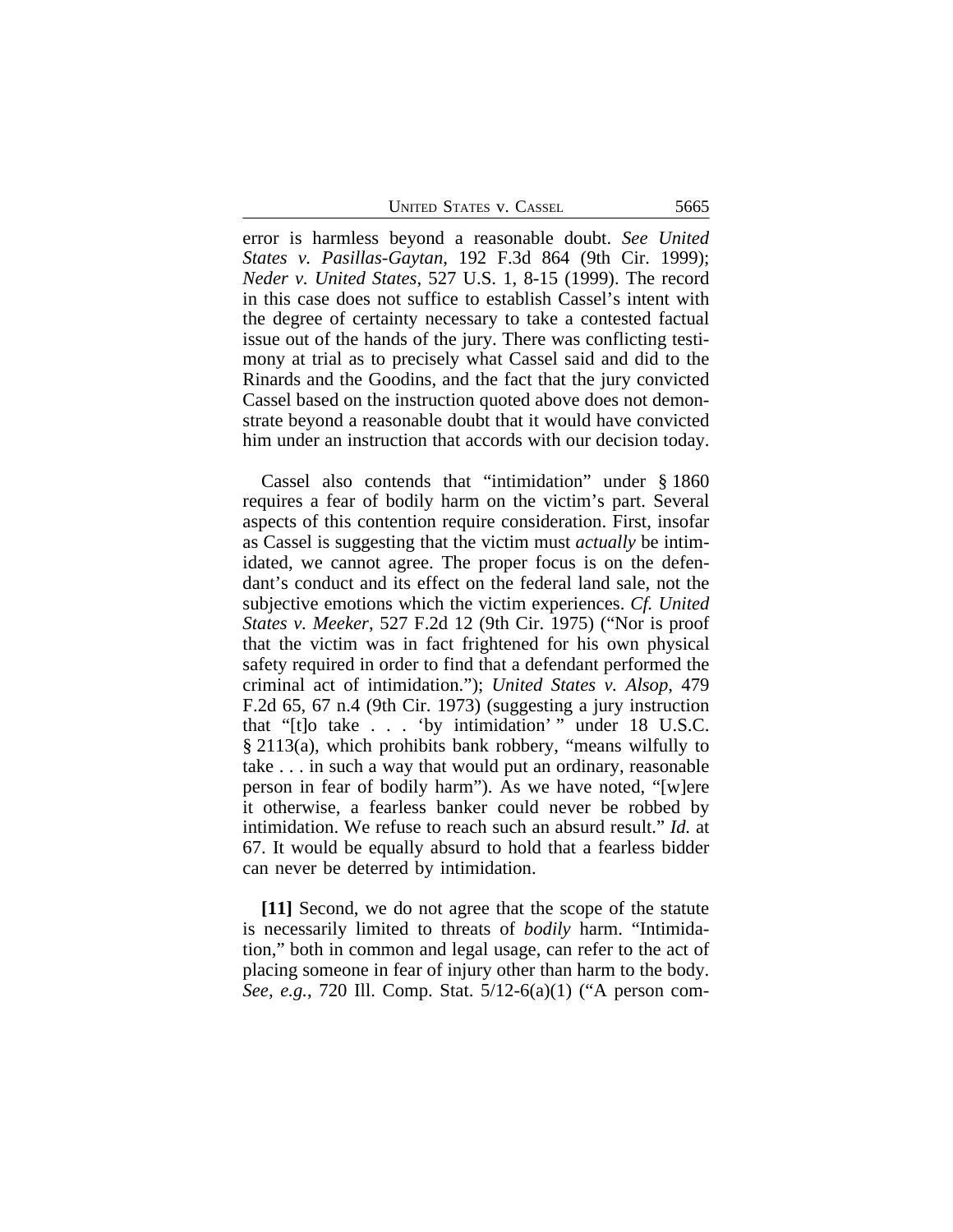error is harmless beyond a reasonable doubt. *See United States v. Pasillas-Gaytan*, 192 F.3d 864 (9th Cir. 1999); *Neder v. United States*, 527 U.S. 1, 8-15 (1999). The record in this case does not suffice to establish Cassel's intent with the degree of certainty necessary to take a contested factual issue out of the hands of the jury. There was conflicting testimony at trial as to precisely what Cassel said and did to the Rinards and the Goodins, and the fact that the jury convicted Cassel based on the instruction quoted above does not demonstrate beyond a reasonable doubt that it would have convicted him under an instruction that accords with our decision today.

Cassel also contends that "intimidation" under § 1860 requires a fear of bodily harm on the victim's part. Several aspects of this contention require consideration. First, insofar as Cassel is suggesting that the victim must *actually* be intimidated, we cannot agree. The proper focus is on the defendant's conduct and its effect on the federal land sale, not the subjective emotions which the victim experiences. *Cf. United States v. Meeker*, 527 F.2d 12 (9th Cir. 1975) ("Nor is proof that the victim was in fact frightened for his own physical safety required in order to find that a defendant performed the criminal act of intimidation."); *United States v. Alsop*, 479 F.2d 65, 67 n.4 (9th Cir. 1973) (suggesting a jury instruction that "[t]o take . . . 'by intimidation' " under 18 U.S.C. § 2113(a), which prohibits bank robbery, "means wilfully to take . . . in such a way that would put an ordinary, reasonable person in fear of bodily harm"). As we have noted, "[w]ere it otherwise, a fearless banker could never be robbed by intimidation. We refuse to reach such an absurd result." *Id.* at 67. It would be equally absurd to hold that a fearless bidder can never be deterred by intimidation.

**[11]** Second, we do not agree that the scope of the statute is necessarily limited to threats of *bodily* harm. "Intimidation," both in common and legal usage, can refer to the act of placing someone in fear of injury other than harm to the body. *See, e.g.*, 720 Ill. Comp. Stat. 5/12-6(a)(1) ("A person com-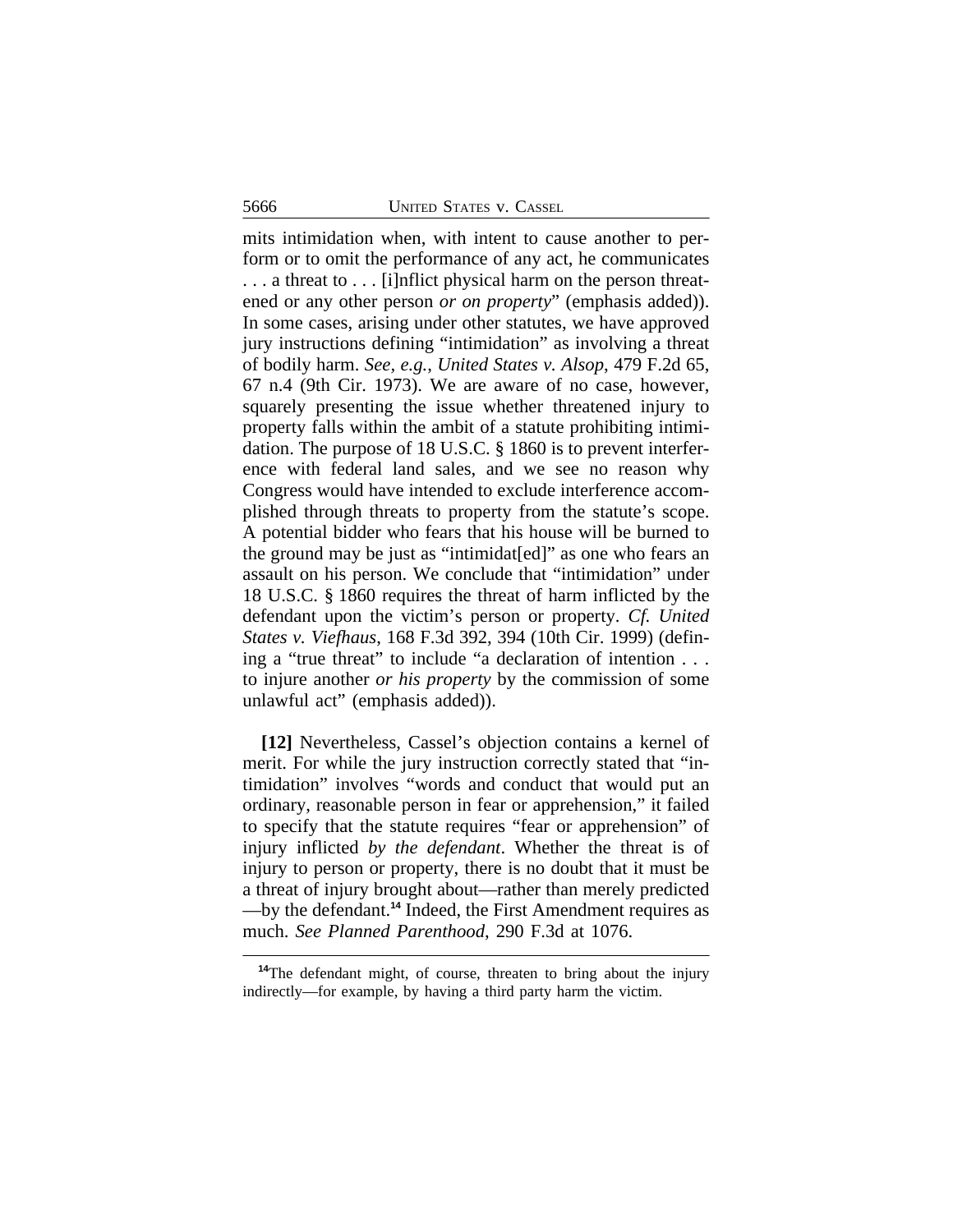mits intimidation when, with intent to cause another to perform or to omit the performance of any act, he communicates . . . a threat to . . . [i]nflict physical harm on the person threatened or any other person *or on property*" (emphasis added)). In some cases, arising under other statutes, we have approved jury instructions defining "intimidation" as involving a threat of bodily harm. *See, e.g.*, *United States v. Alsop*, 479 F.2d 65, 67 n.4 (9th Cir. 1973). We are aware of no case, however, squarely presenting the issue whether threatened injury to property falls within the ambit of a statute prohibiting intimidation. The purpose of 18 U.S.C. § 1860 is to prevent interference with federal land sales, and we see no reason why Congress would have intended to exclude interference accomplished through threats to property from the statute's scope. A potential bidder who fears that his house will be burned to the ground may be just as "intimidat[ed]" as one who fears an assault on his person. We conclude that "intimidation" under 18 U.S.C. § 1860 requires the threat of harm inflicted by the defendant upon the victim's person or property. *Cf. United States v. Viefhaus*, 168 F.3d 392, 394 (10th Cir. 1999) (defining a "true threat" to include "a declaration of intention . . . to injure another *or his property* by the commission of some unlawful act" (emphasis added)).

**[12]** Nevertheless, Cassel's objection contains a kernel of merit. For while the jury instruction correctly stated that "intimidation" involves "words and conduct that would put an ordinary, reasonable person in fear or apprehension," it failed to specify that the statute requires "fear or apprehension" of injury inflicted *by the defendant*. Whether the threat is of injury to person or property, there is no doubt that it must be a threat of injury brought about—rather than merely predicted—by the defendant.[14] Indeed, the First Amendment requires as much. *See Planned Parenthood*, 290 F.3d at 1076.

[14]The defendant might, of course, threaten to bring about the injury indirectly—for example, by having a third party harm the victim.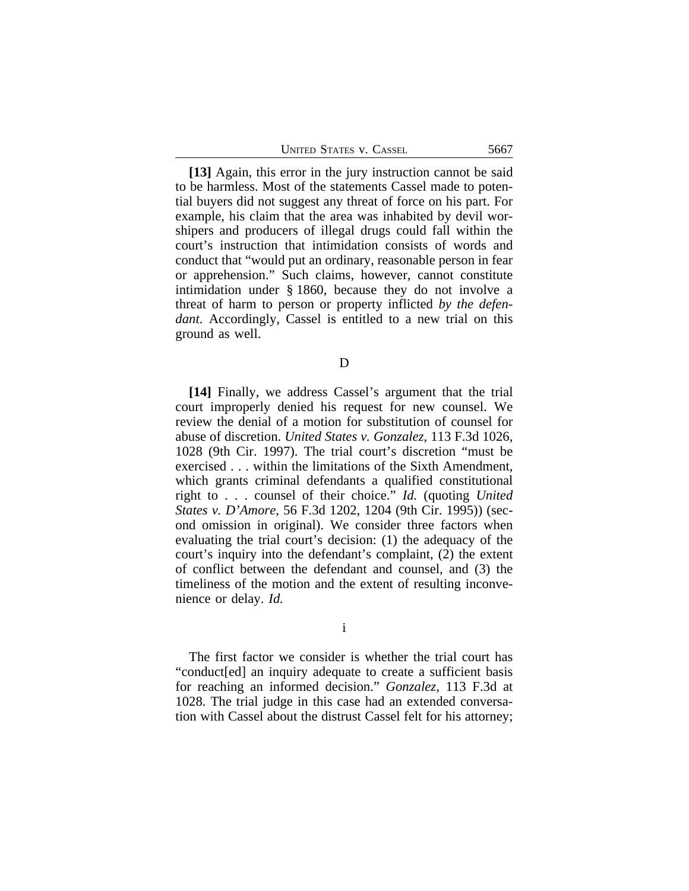**[13]** Again, this error in the jury instruction cannot be said to be harmless. Most of the statements Cassel made to potential buyers did not suggest any threat of force on his part. For example, his claim that the area was inhabited by devil worshipers and producers of illegal drugs could fall within the court's instruction that intimidation consists of words and conduct that "would put an ordinary, reasonable person in fear or apprehension." Such claims, however, cannot constitute intimidation under § 1860, because they do not involve a threat of harm to person or property inflicted *by the defendant*. Accordingly, Cassel is entitled to a new trial on this ground as well.

D

**[14]** Finally, we address Cassel's argument that the trial court improperly denied his request for new counsel. We review the denial of a motion for substitution of counsel for abuse of discretion. *United States v. Gonzalez*, 113 F.3d 1026, 1028 (9th Cir. 1997). The trial court's discretion "must be exercised . . . within the limitations of the Sixth Amendment, which grants criminal defendants a qualified constitutional right to . . . counsel of their choice." *Id.* (quoting *United States v. D'Amore*, 56 F.3d 1202, 1204 (9th Cir. 1995)) (second omission in original). We consider three factors when evaluating the trial court's decision: (1) the adequacy of the court's inquiry into the defendant's complaint, (2) the extent of conflict between the defendant and counsel, and (3) the timeliness of the motion and the extent of resulting inconvenience or delay. *Id.*

i

The first factor we consider is whether the trial court has "conduct[ed] an inquiry adequate to create a sufficient basis for reaching an informed decision." *Gonzalez*, 113 F.3d at 1028. The trial judge in this case had an extended conversation with Cassel about the distrust Cassel felt for his attorney;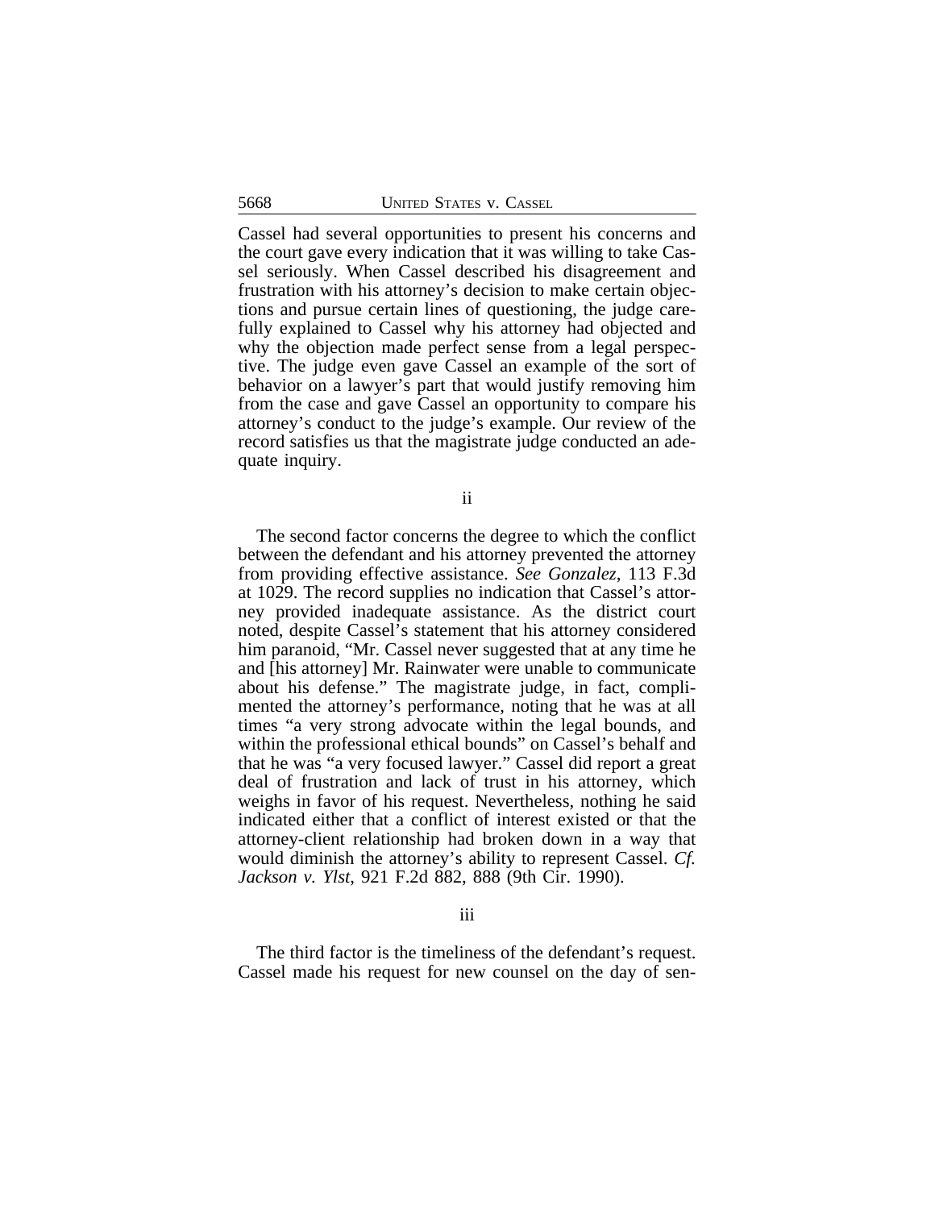Cassel had several opportunities to present his concerns and the court gave every indication that it was willing to take Cassel seriously. When Cassel described his disagreement and frustration with his attorney's decision to make certain objections and pursue certain lines of questioning, the judge carefully explained to Cassel why his attorney had objected and why the objection made perfect sense from a legal perspective. The judge even gave Cassel an example of the sort of behavior on a lawyer's part that would justify removing him from the case and gave Cassel an opportunity to compare his attorney's conduct to the judge's example. Our review of the record satisfies us that the magistrate judge conducted an adequate inquiry.

ii

The second factor concerns the degree to which the conflict between the defendant and his attorney prevented the attorney from providing effective assistance. *See Gonzalez*, 113 F.3d at 1029. The record supplies no indication that Cassel's attorney provided inadequate assistance. As the district court noted, despite Cassel's statement that his attorney considered him paranoid, "Mr. Cassel never suggested that at any time he and [his attorney] Mr. Rainwater were unable to communicate about his defense." The magistrate judge, in fact, complimented the attorney's performance, noting that he was at all times "a very strong advocate within the legal bounds, and within the professional ethical bounds" on Cassel's behalf and that he was "a very focused lawyer." Cassel did report a great deal of frustration and lack of trust in his attorney, which weighs in favor of his request. Nevertheless, nothing he said indicated either that a conflict of interest existed or that the attorney-client relationship had broken down in a way that would diminish the attorney's ability to represent Cassel. *Cf. Jackson v. Ylst*, 921 F.2d 882, 888 (9th Cir. 1990).

iii

The third factor is the timeliness of the defendant's request. Cassel made his request for new counsel on the day of sen-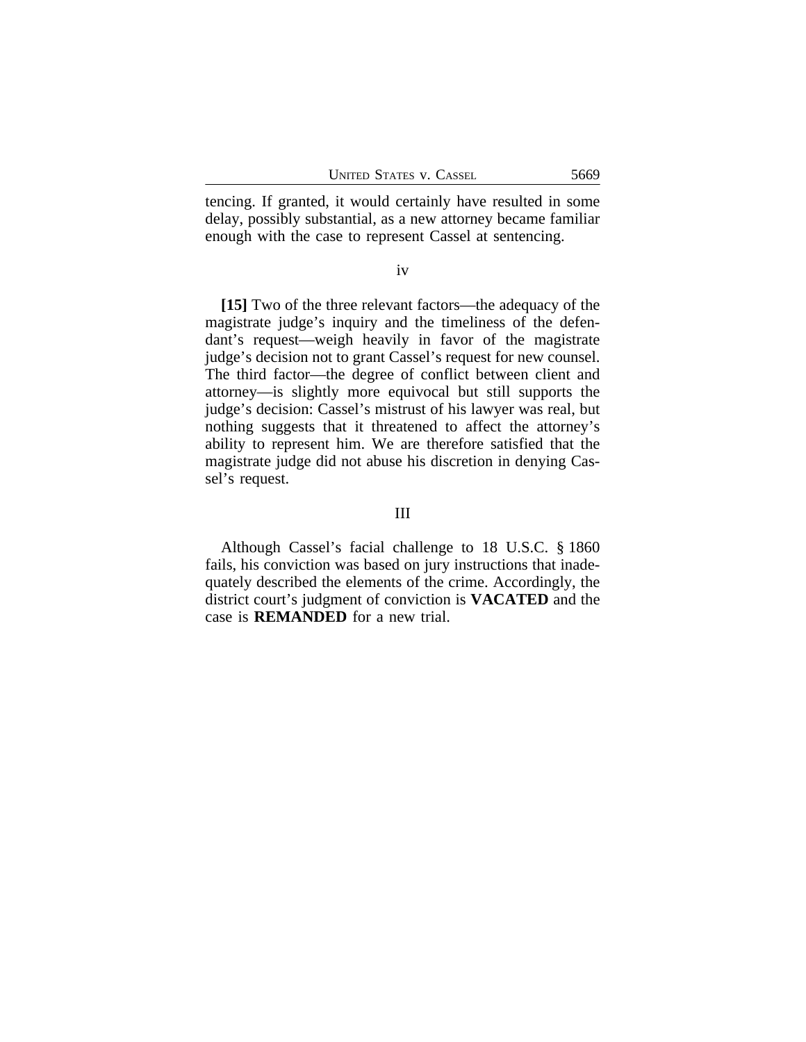tencing. If granted, it would certainly have resulted in some delay, possibly substantial, as a new attorney became familiar enough with the case to represent Cassel at sentencing.

iv

**[15]** Two of the three relevant factors—the adequacy of the magistrate judge's inquiry and the timeliness of the defendant's request—weigh heavily in favor of the magistrate judge's decision not to grant Cassel's request for new counsel. The third factor—the degree of conflict between client and attorney—is slightly more equivocal but still supports the judge's decision: Cassel's mistrust of his lawyer was real, but nothing suggests that it threatened to affect the attorney's ability to represent him. We are therefore satisfied that the magistrate judge did not abuse his discretion in denying Cassel's request.

III

Although Cassel's facial challenge to 18 U.S.C. § 1860 fails, his conviction was based on jury instructions that inadequately described the elements of the crime. Accordingly, the district court's judgment of conviction is **VACATED** and the case is **REMANDED** for a new trial.